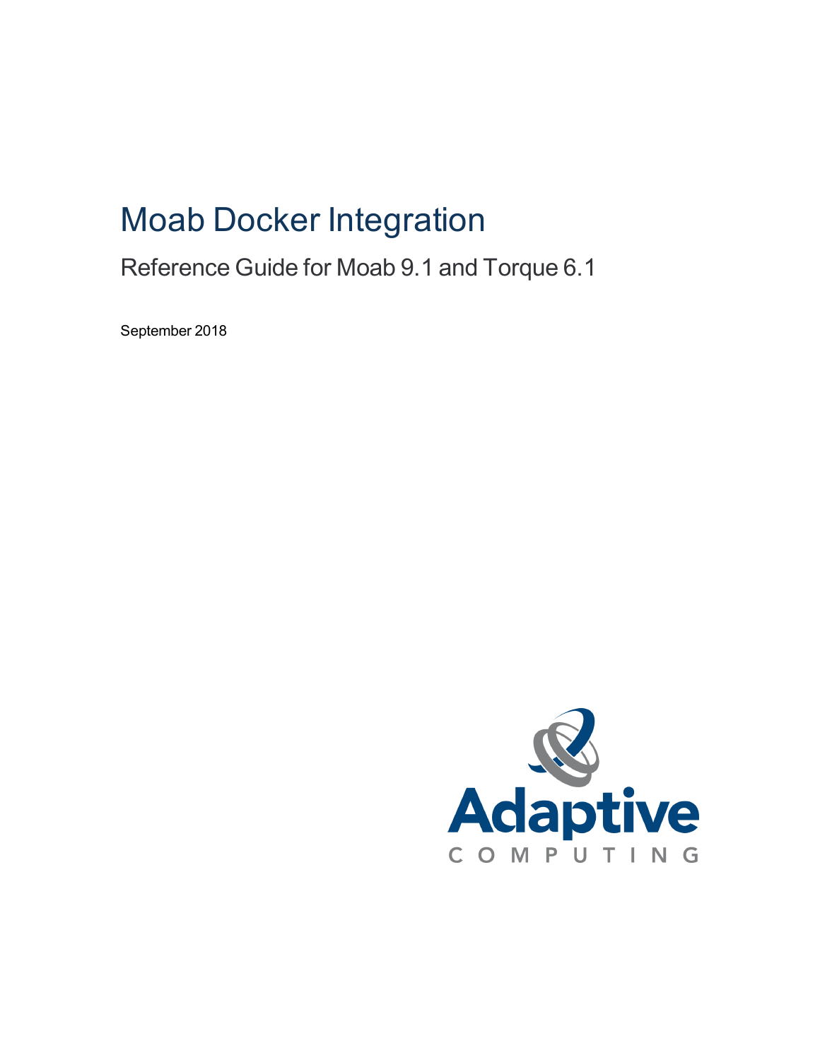# Moab Docker Integration

## Reference Guide for Moab 9.1 and Torque 6.1

September 2018

Adaptive
COMPUTING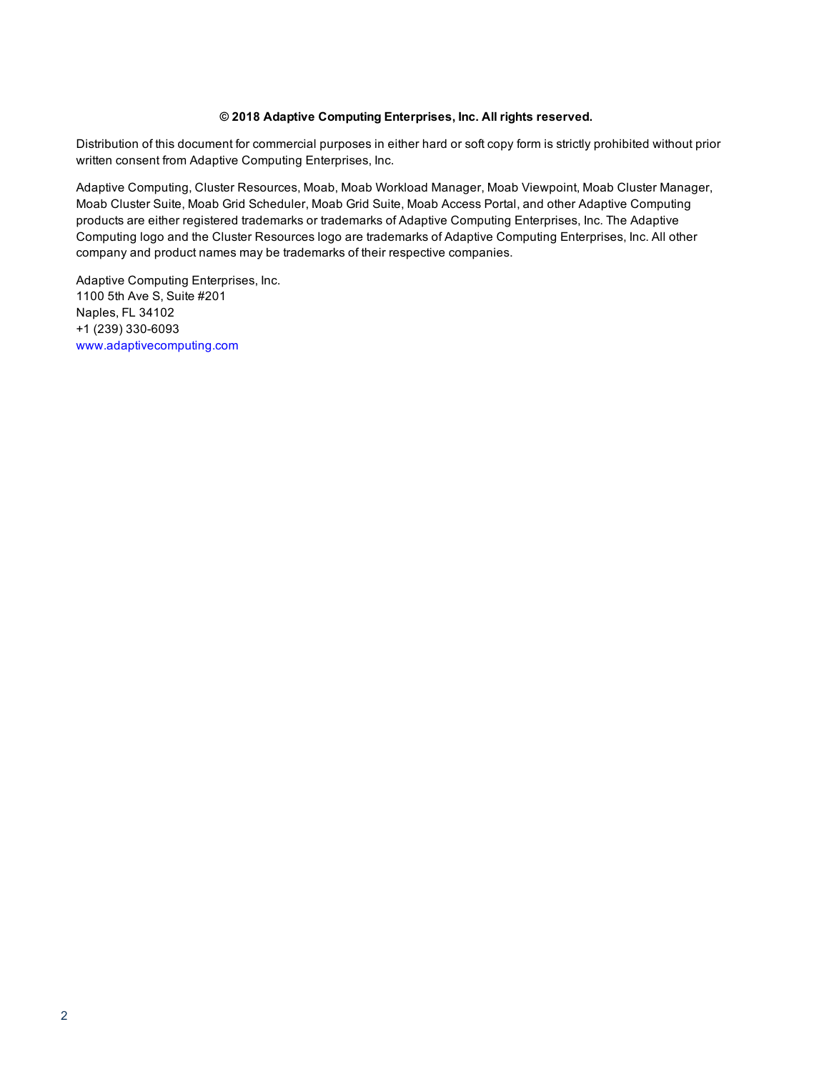**© 2018 Adaptive Computing Enterprises, Inc. All rights reserved.**

Distribution of this document for commercial purposes in either hard or soft copy form is strictly prohibited without prior written consent from Adaptive Computing Enterprises, Inc.

Adaptive Computing, Cluster Resources, Moab, Moab Workload Manager, Moab Viewpoint, Moab Cluster Manager, Moab Cluster Suite, Moab Grid Scheduler, Moab Grid Suite, Moab Access Portal, and other Adaptive Computing products are either registered trademarks or trademarks of Adaptive Computing Enterprises, Inc. The Adaptive Computing logo and the Cluster Resources logo are trademarks of Adaptive Computing Enterprises, Inc. All other company and product names may be trademarks of their respective companies.

Adaptive Computing Enterprises, Inc.
1100 5th Ave S, Suite #201
Naples, FL 34102
+1 (239) 330-6093
www.adaptivecomputing.com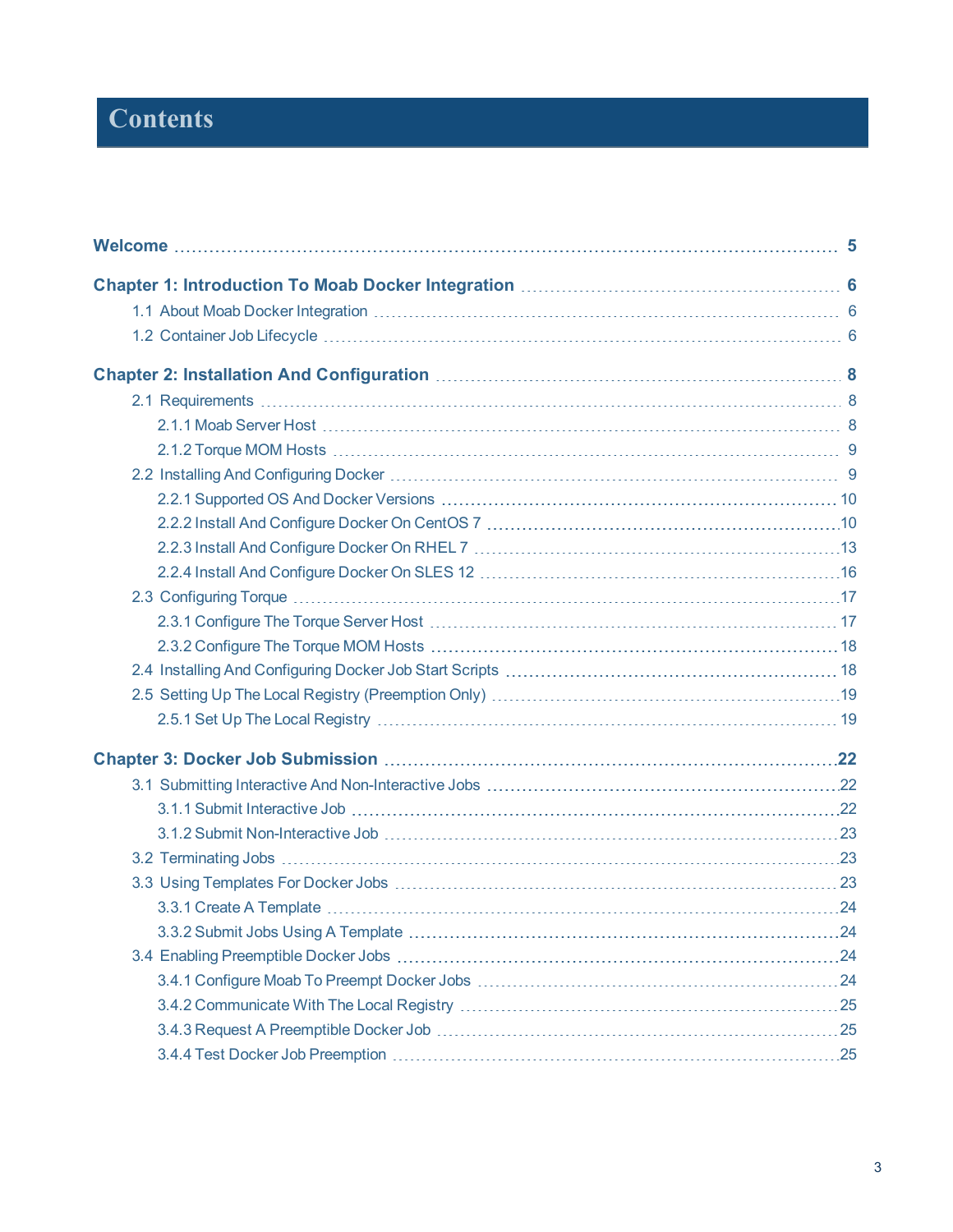# Contents

- **Welcome** ... **5**
- **Chapter 1: Introduction To Moab Docker Integration** ... **6**
  - 1.1 About Moab Docker Integration ... 6
  - 1.2 Container Job Lifecycle ... 6
- **Chapter 2: Installation And Configuration** ... **8**
  - 2.1 Requirements ... 8
    - 2.1.1 Moab Server Host ... 8
    - 2.1.2 Torque MOM Hosts ... 9
  - 2.2 Installing And Configuring Docker ... 9
    - 2.2.1 Supported OS And Docker Versions ... 10
    - 2.2.2 Install And Configure Docker On CentOS 7 ... 10
    - 2.2.3 Install And Configure Docker On RHEL 7 ... 13
    - 2.2.4 Install And Configure Docker On SLES 12 ... 16
  - 2.3 Configuring Torque ... 17
    - 2.3.1 Configure The Torque Server Host ... 17
    - 2.3.2 Configure The Torque MOM Hosts ... 18
  - 2.4 Installing And Configuring Docker Job Start Scripts ... 18
  - 2.5 Setting Up The Local Registry (Preemption Only) ... 19
    - 2.5.1 Set Up The Local Registry ... 19
- **Chapter 3: Docker Job Submission** ... **22**
  - 3.1 Submitting Interactive And Non-Interactive Jobs ... 22
    - 3.1.1 Submit Interactive Job ... 22
    - 3.1.2 Submit Non-Interactive Job ... 23
  - 3.2 Terminating Jobs ... 23
  - 3.3 Using Templates For Docker Jobs ... 23
    - 3.3.1 Create A Template ... 24
    - 3.3.2 Submit Jobs Using A Template ... 24
  - 3.4 Enabling Preemptible Docker Jobs ... 24
    - 3.4.1 Configure Moab To Preempt Docker Jobs ... 24
    - 3.4.2 Communicate With The Local Registry ... 25
    - 3.4.3 Request A Preemptible Docker Job ... 25
    - 3.4.4 Test Docker Job Preemption ... 25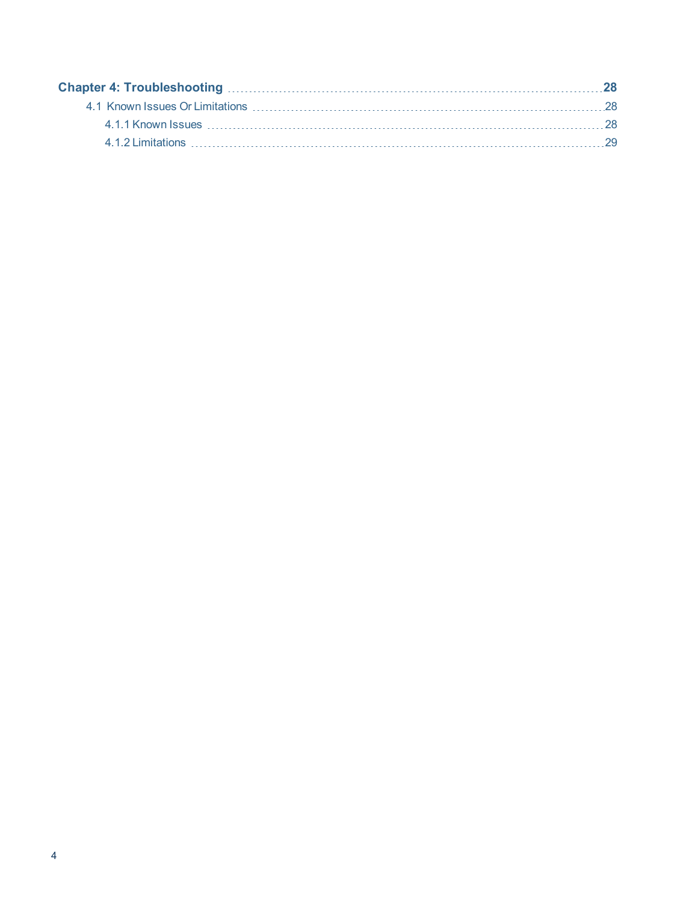**Chapter 4: Troubleshooting** 28

- 4.1 Known Issues Or Limitations 28
  - 4.1.1 Known Issues 28
  - 4.1.2 Limitations 29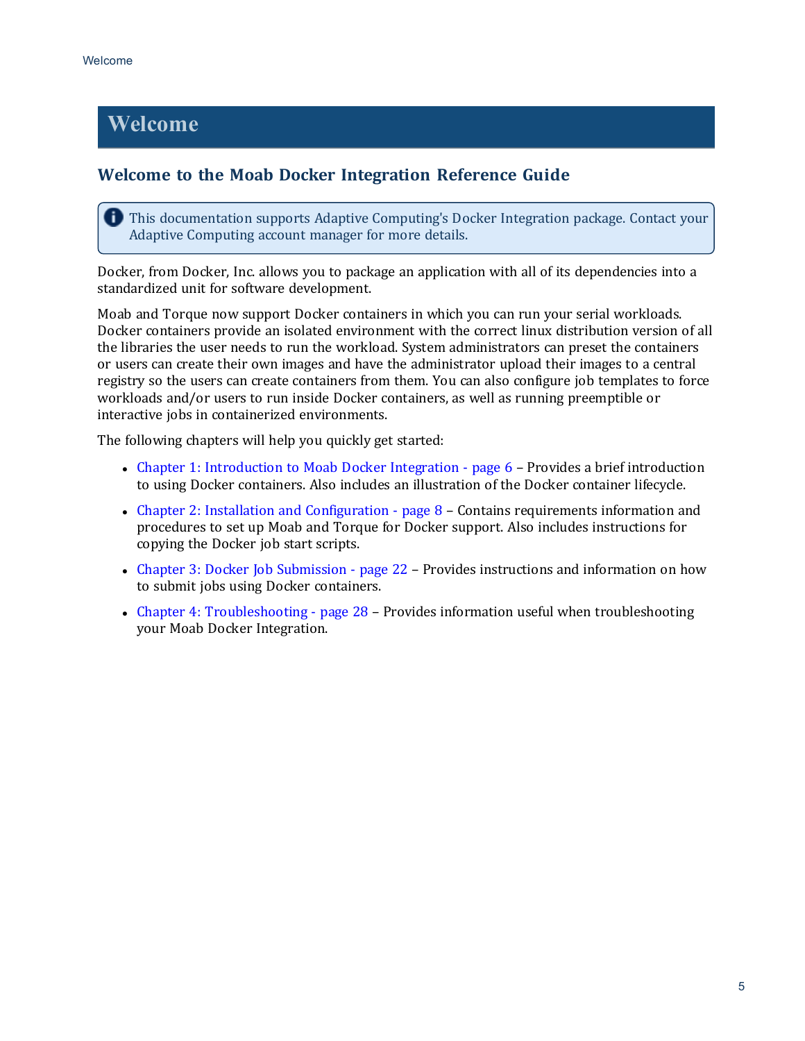# Welcome

## Welcome to the Moab Docker Integration Reference Guide

> This documentation supports Adaptive Computing's Docker Integration package. Contact your Adaptive Computing account manager for more details.

Docker, from Docker, Inc. allows you to package an application with all of its dependencies into a standardized unit for software development.

Moab and Torque now support Docker containers in which you can run your serial workloads. Docker containers provide an isolated environment with the correct linux distribution version of all the libraries the user needs to run the workload. System administrators can preset the containers or users can create their own images and have the administrator upload their images to a central registry so the users can create containers from them. You can also configure job templates to force workloads and/or users to run inside Docker containers, as well as running preemptible or interactive jobs in containerized environments.

The following chapters will help you quickly get started:

- Chapter 1: Introduction to Moab Docker Integration - page 6 – Provides a brief introduction to using Docker containers. Also includes an illustration of the Docker container lifecycle.
- Chapter 2: Installation and Configuration - page 8 – Contains requirements information and procedures to set up Moab and Torque for Docker support. Also includes instructions for copying the Docker job start scripts.
- Chapter 3: Docker Job Submission - page 22 – Provides instructions and information on how to submit jobs using Docker containers.
- Chapter 4: Troubleshooting - page 28 – Provides information useful when troubleshooting your Moab Docker Integration.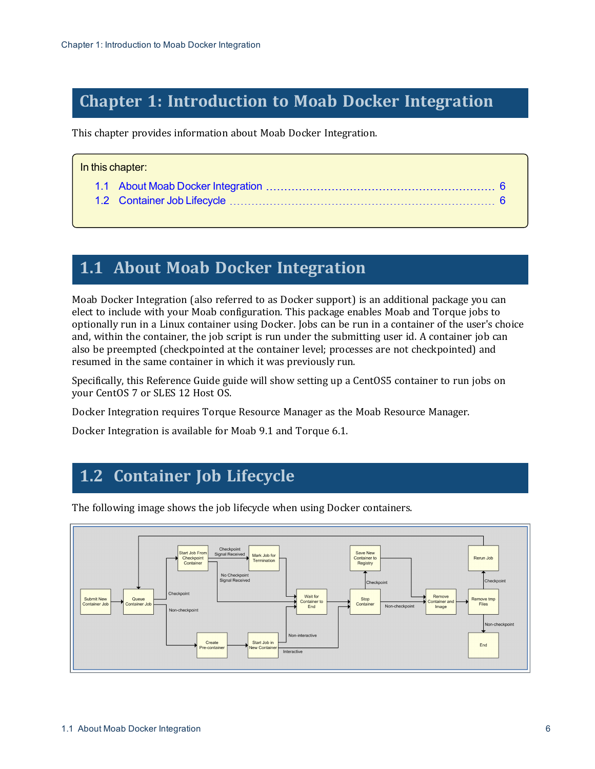# Chapter 1: Introduction to Moab Docker Integration

This chapter provides information about Moab Docker Integration.

In this chapter:

- 1.1 About Moab Docker Integration ..... 6
- 1.2 Container Job Lifecycle ..... 6

## 1.1 About Moab Docker Integration

Moab Docker Integration (also referred to as Docker support) is an additional package you can elect to include with your Moab configuration. This package enables Moab and Torque jobs to optionally run in a Linux container using Docker. Jobs can be run in a container of the user's choice and, within the container, the job script is run under the submitting user id. A container job can also be preempted (checkpointed at the container level; processes are not checkpointed) and resumed in the same container in which it was previously run.

Specifically, this Reference Guide guide will show setting up a CentOS5 container to run jobs on your CentOS 7 or SLES 12 Host OS.

Docker Integration requires Torque Resource Manager as the Moab Resource Manager.

Docker Integration is available for Moab 9.1 and Torque 6.1.

## 1.2 Container Job Lifecycle

The following image shows the job lifecycle when using Docker containers.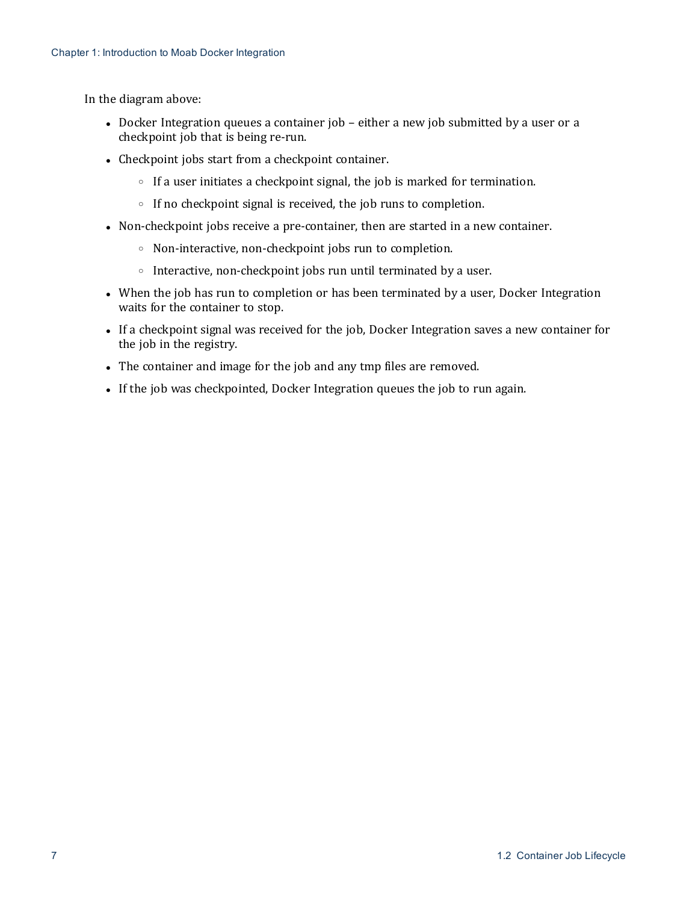In the diagram above:

- Docker Integration queues a container job – either a new job submitted by a user or a checkpoint job that is being re-run.
- Checkpoint jobs start from a checkpoint container.
  - If a user initiates a checkpoint signal, the job is marked for termination.
  - If no checkpoint signal is received, the job runs to completion.
- Non-checkpoint jobs receive a pre-container, then are started in a new container.
  - Non-interactive, non-checkpoint jobs run to completion.
  - Interactive, non-checkpoint jobs run until terminated by a user.
- When the job has run to completion or has been terminated by a user, Docker Integration waits for the container to stop.
- If a checkpoint signal was received for the job, Docker Integration saves a new container for the job in the registry.
- The container and image for the job and any tmp files are removed.
- If the job was checkpointed, Docker Integration queues the job to run again.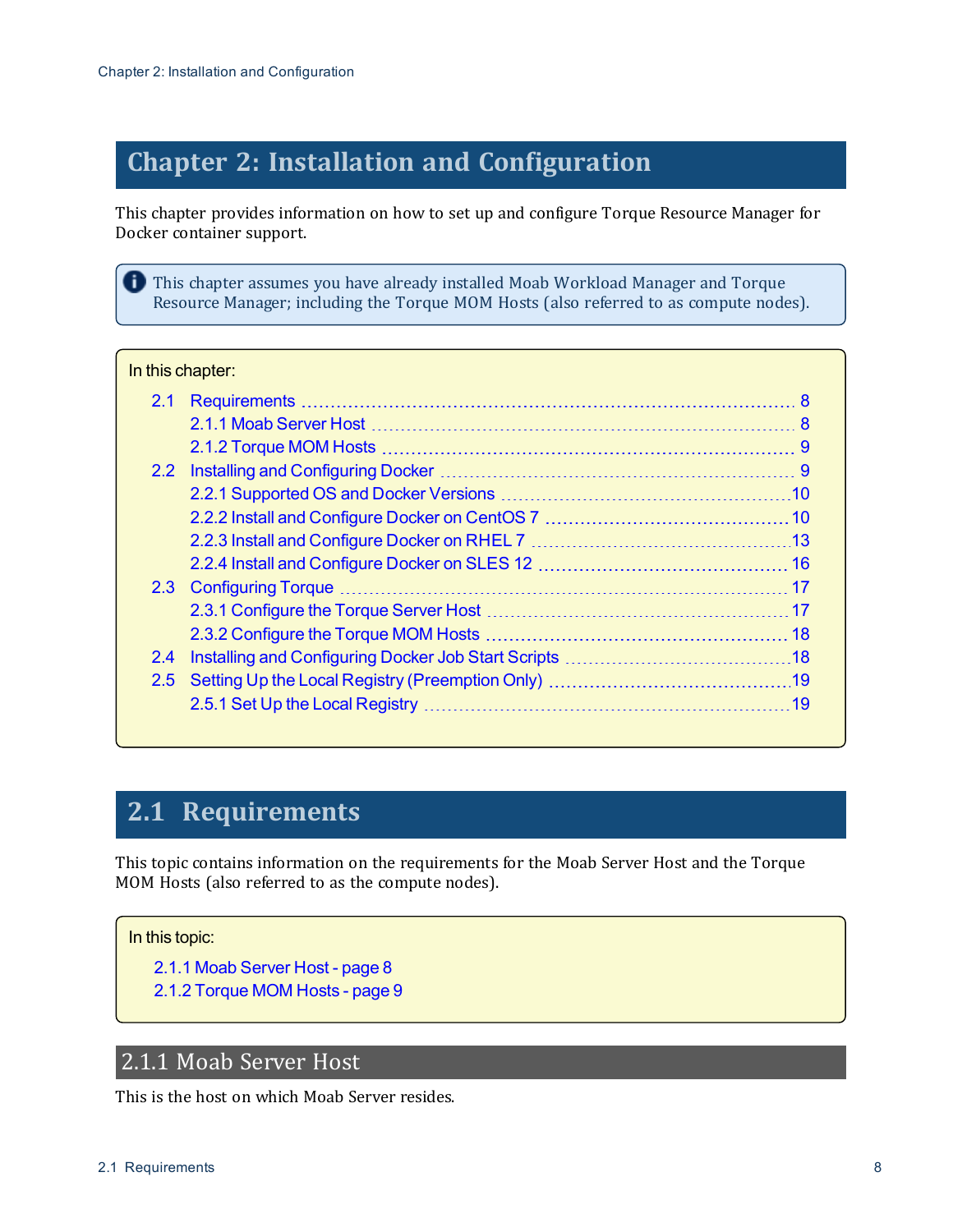# Chapter 2: Installation and Configuration

This chapter provides information on how to set up and configure Torque Resource Manager for Docker container support.

> This chapter assumes you have already installed Moab Workload Manager and Torque Resource Manager; including the Torque MOM Hosts (also referred to as compute nodes).

In this chapter:

- 2.1 Requirements ... 8
  - 2.1.1 Moab Server Host ... 8
  - 2.1.2 Torque MOM Hosts ... 9
- 2.2 Installing and Configuring Docker ... 9
  - 2.2.1 Supported OS and Docker Versions ... 10
  - 2.2.2 Install and Configure Docker on CentOS 7 ... 10
  - 2.2.3 Install and Configure Docker on RHEL 7 ... 13
  - 2.2.4 Install and Configure Docker on SLES 12 ... 16
- 2.3 Configuring Torque ... 17
  - 2.3.1 Configure the Torque Server Host ... 17
  - 2.3.2 Configure the Torque MOM Hosts ... 18
- 2.4 Installing and Configuring Docker Job Start Scripts ... 18
- 2.5 Setting Up the Local Registry (Preemption Only) ... 19
  - 2.5.1 Set Up the Local Registry ... 19

## 2.1 Requirements

This topic contains information on the requirements for the Moab Server Host and the Torque MOM Hosts (also referred to as the compute nodes).

In this topic:

- 2.1.1 Moab Server Host - page 8
- 2.1.2 Torque MOM Hosts - page 9

### 2.1.1 Moab Server Host

This is the host on which Moab Server resides.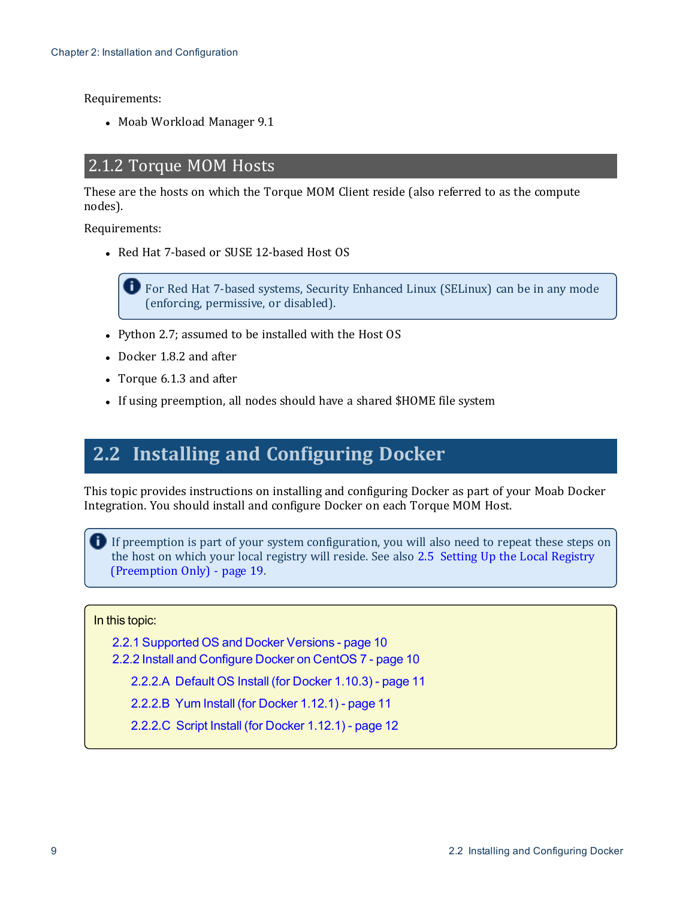Requirements:

- Moab Workload Manager 9.1

### 2.1.2 Torque MOM Hosts

These are the hosts on which the Torque MOM Client reside (also referred to as the compute nodes).

Requirements:

- Red Hat 7-based or SUSE 12-based Host OS

> For Red Hat 7-based systems, Security Enhanced Linux (SELinux) can be in any mode (enforcing, permissive, or disabled).

- Python 2.7; assumed to be installed with the Host OS
- Docker 1.8.2 and after
- Torque 6.1.3 and after
- If using preemption, all nodes should have a shared $HOME file system

## 2.2 Installing and Configuring Docker

This topic provides instructions on installing and configuring Docker as part of your Moab Docker Integration. You should install and configure Docker on each Torque MOM Host.

> If preemption is part of your system configuration, you will also need to repeat these steps on the host on which your local registry will reside. See also 2.5 Setting Up the Local Registry (Preemption Only) - page 19.

In this topic:

- 2.2.1 Supported OS and Docker Versions - page 10
- 2.2.2 Install and Configure Docker on CentOS 7 - page 10
  - 2.2.2.A Default OS Install (for Docker 1.10.3) - page 11
  - 2.2.2.B Yum Install (for Docker 1.12.1) - page 11
  - 2.2.2.C Script Install (for Docker 1.12.1) - page 12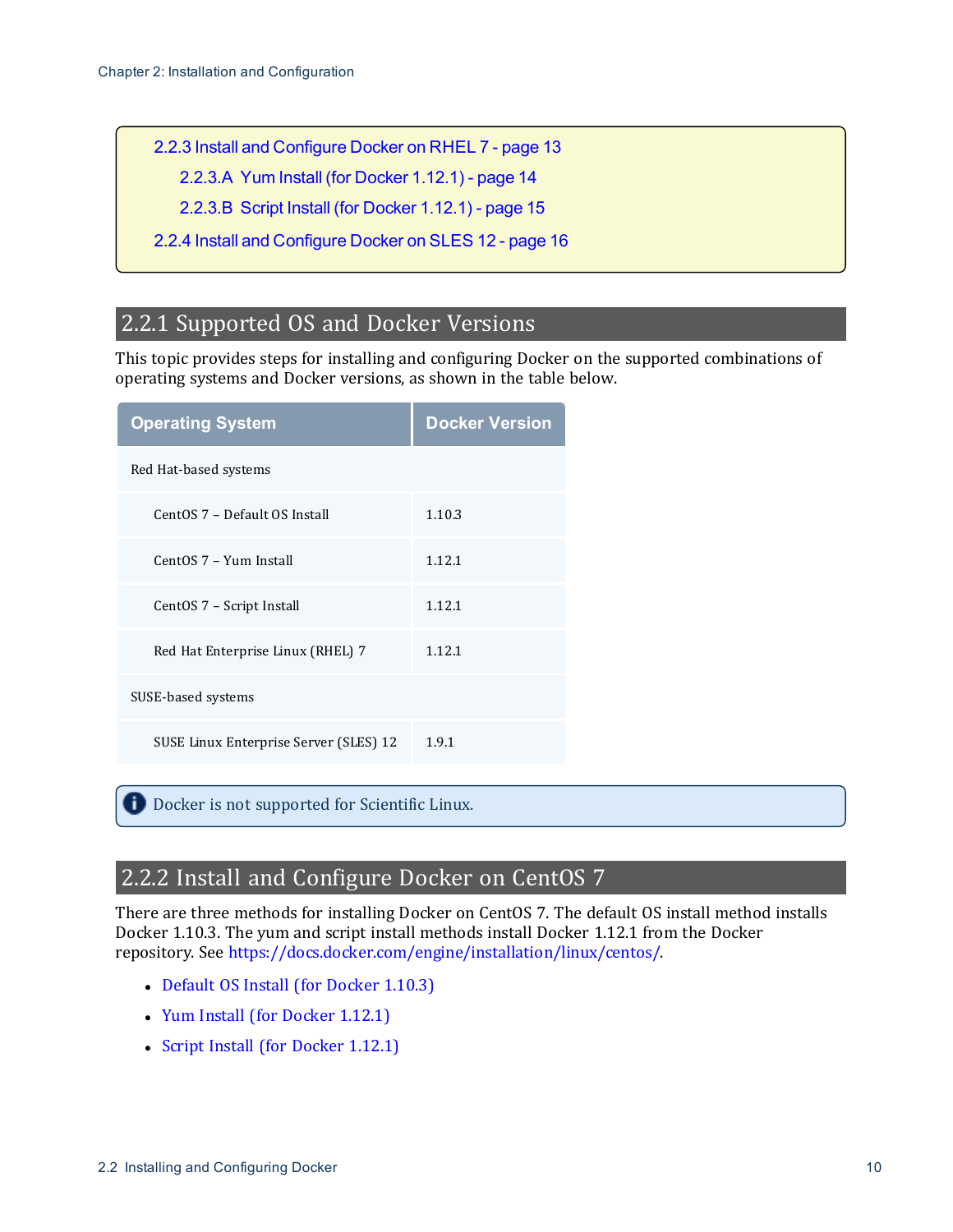- 2.2.3 Install and Configure Docker on RHEL 7 - page 13
  - 2.2.3.A Yum Install (for Docker 1.12.1) - page 14
  - 2.2.3.B Script Install (for Docker 1.12.1) - page 15
- 2.2.4 Install and Configure Docker on SLES 12 - page 16

## 2.2.1 Supported OS and Docker Versions

This topic provides steps for installing and configuring Docker on the supported combinations of operating systems and Docker versions, as shown in the table below.

| Operating System | Docker Version |
| --- | --- |
| Red Hat-based systems | |
| CentOS 7 – Default OS Install | 1.10.3 |
| CentOS 7 – Yum Install | 1.12.1 |
| CentOS 7 – Script Install | 1.12.1 |
| Red Hat Enterprise Linux (RHEL) 7 | 1.12.1 |
| SUSE-based systems | |
| SUSE Linux Enterprise Server (SLES) 12 | 1.9.1 |

Docker is not supported for Scientific Linux.

## 2.2.2 Install and Configure Docker on CentOS 7

There are three methods for installing Docker on CentOS 7. The default OS install method installs Docker 1.10.3. The yum and script install methods install Docker 1.12.1 from the Docker repository. See https://docs.docker.com/engine/installation/linux/centos/.

- Default OS Install (for Docker 1.10.3)
- Yum Install (for Docker 1.12.1)
- Script Install (for Docker 1.12.1)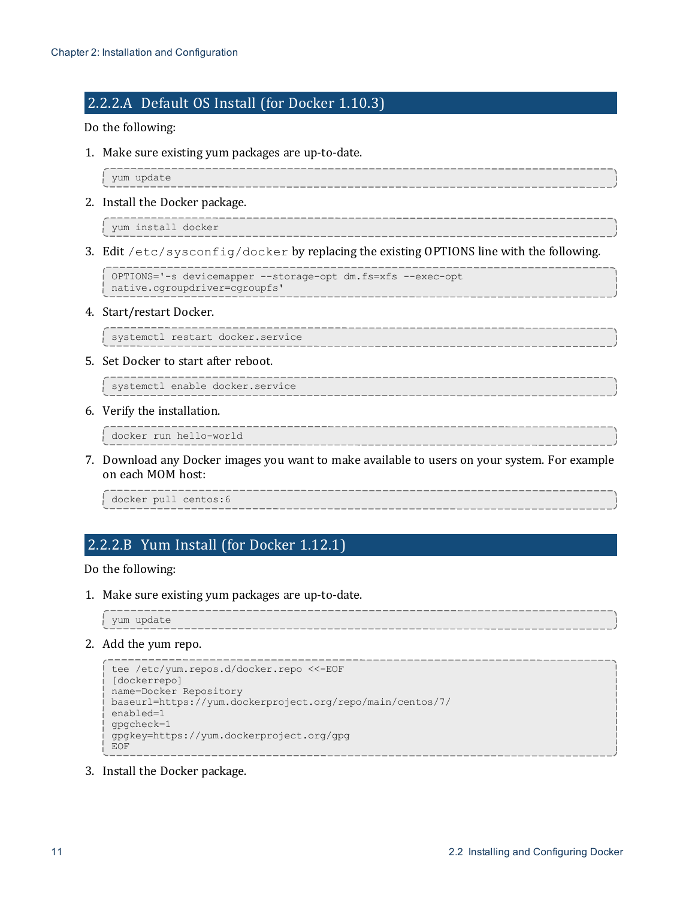### 2.2.2.A Default OS Install (for Docker 1.10.3)

Do the following:

1. Make sure existing yum packages are up-to-date.

```
yum update
```

2. Install the Docker package.

```
yum install docker
```

3. Edit `/etc/sysconfig/docker` by replacing the existing OPTIONS line with the following.

```
OPTIONS='-s devicemapper --storage-opt dm.fs=xfs --exec-opt
native.cgroupdriver=cgroupfs'
```

4. Start/restart Docker.

```
systemctl restart docker.service
```

5. Set Docker to start after reboot.

```
systemctl enable docker.service
```

6. Verify the installation.

```
docker run hello-world
```

7. Download any Docker images you want to make available to users on your system. For example on each MOM host:

```
docker pull centos:6
```

### 2.2.2.B Yum Install (for Docker 1.12.1)

Do the following:

1. Make sure existing yum packages are up-to-date.

```
yum update
```

2. Add the yum repo.

```
tee /etc/yum.repos.d/docker.repo <<-EOF
[dockerrepo]
name=Docker Repository
baseurl=https://yum.dockerproject.org/repo/main/centos/7/
enabled=1
gpgcheck=1
gpgkey=https://yum.dockerproject.org/gpg
EOF
```

3. Install the Docker package.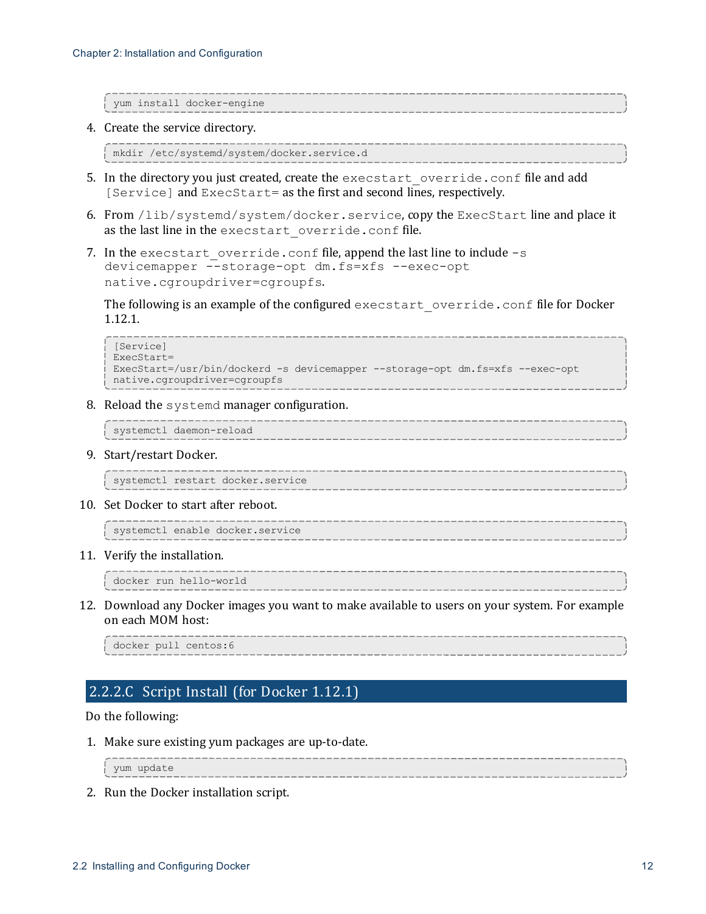```
yum install docker-engine
```

4. Create the service directory.

```
mkdir /etc/systemd/system/docker.service.d
```

5. In the directory you just created, create the `execstart_override.conf` file and add `[Service]` and `ExecStart=` as the first and second lines, respectively.

6. From `/lib/systemd/system/docker.service`, copy the `ExecStart` line and place it as the last line in the `execstart_override.conf` file.

7. In the `execstart_override.conf` file, append the last line to include `-s devicemapper --storage-opt dm.fs=xfs --exec-opt native.cgroupdriver=cgroupfs`.

   The following is an example of the configured `execstart_override.conf` file for Docker 1.12.1.

```
[Service]
ExecStart=
ExecStart=/usr/bin/dockerd -s devicemapper --storage-opt dm.fs=xfs --exec-opt
native.cgroupdriver=cgroupfs
```

8. Reload the `systemd` manager configuration.

```
systemctl daemon-reload
```

9. Start/restart Docker.

```
systemctl restart docker.service
```

10. Set Docker to start after reboot.

```
systemctl enable docker.service
```

11. Verify the installation.

```
docker run hello-world
```

12. Download any Docker images you want to make available to users on your system. For example on each MOM host:

```
docker pull centos:6
```

## 2.2.2.C Script Install (for Docker 1.12.1)

Do the following:

1. Make sure existing yum packages are up-to-date.

```
yum update
```

2. Run the Docker installation script.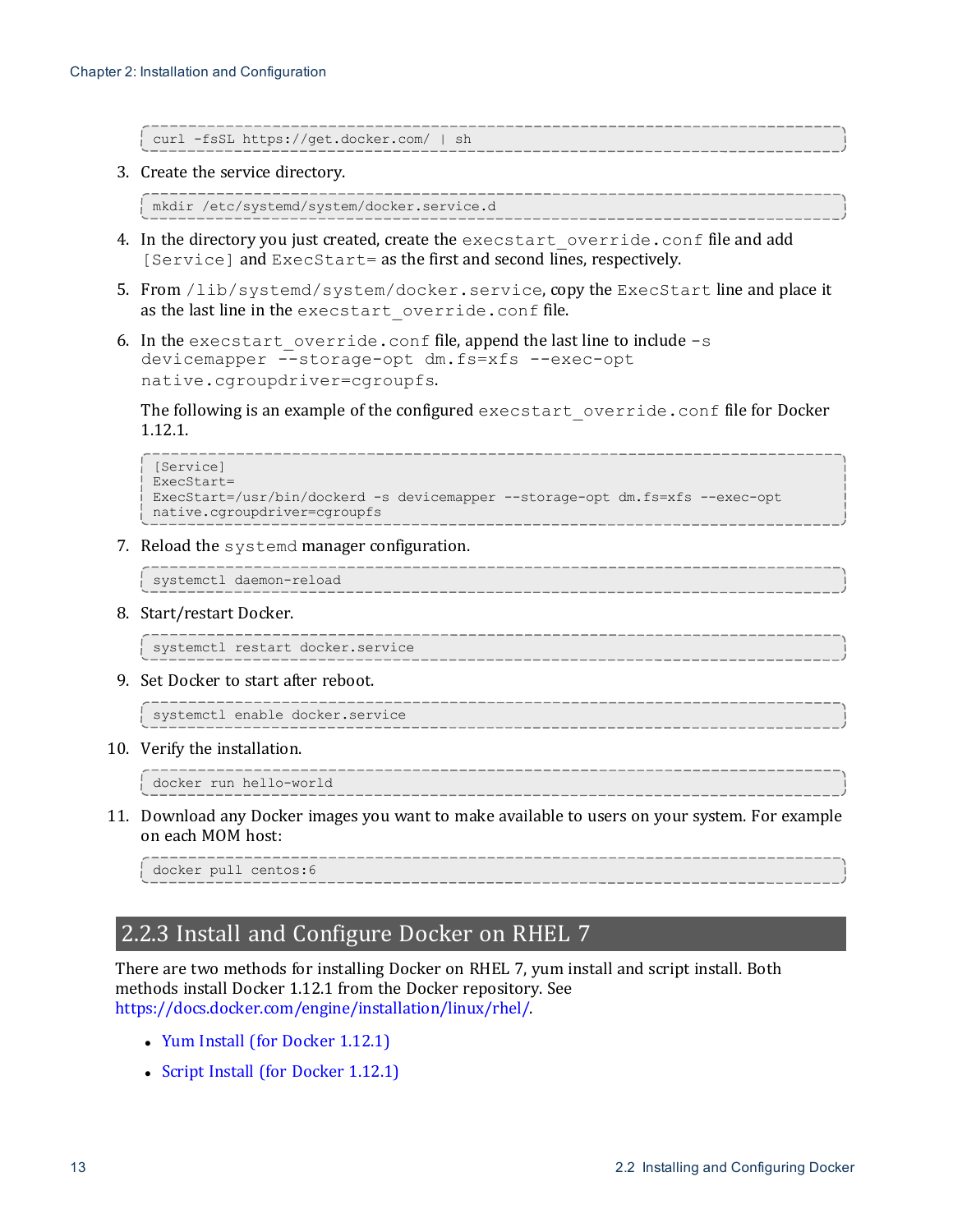```
curl -fsSL https://get.docker.com/ | sh
```

3. Create the service directory.

```
mkdir /etc/systemd/system/docker.service.d
```

4. In the directory you just created, create the `execstart_override.conf` file and add `[Service]` and `ExecStart=` as the first and second lines, respectively.

5. From `/lib/systemd/system/docker.service`, copy the `ExecStart` line and place it as the last line in the `execstart_override.conf` file.

6. In the `execstart_override.conf` file, append the last line to include `-s devicemapper --storage-opt dm.fs=xfs --exec-opt native.cgroupdriver=cgroupfs`.

   The following is an example of the configured `execstart_override.conf` file for Docker 1.12.1.

```
[Service]
ExecStart=
ExecStart=/usr/bin/dockerd -s devicemapper --storage-opt dm.fs=xfs --exec-opt
native.cgroupdriver=cgroupfs
```

7. Reload the `systemd` manager configuration.

```
systemctl daemon-reload
```

8. Start/restart Docker.

```
systemctl restart docker.service
```

9. Set Docker to start after reboot.

```
systemctl enable docker.service
```

10. Verify the installation.

```
docker run hello-world
```

11. Download any Docker images you want to make available to users on your system. For example on each MOM host:

```
docker pull centos:6
```

## 2.2.3 Install and Configure Docker on RHEL 7

There are two methods for installing Docker on RHEL 7, yum install and script install. Both methods install Docker 1.12.1 from the Docker repository. See https://docs.docker.com/engine/installation/linux/rhel/.

- Yum Install (for Docker 1.12.1)
- Script Install (for Docker 1.12.1)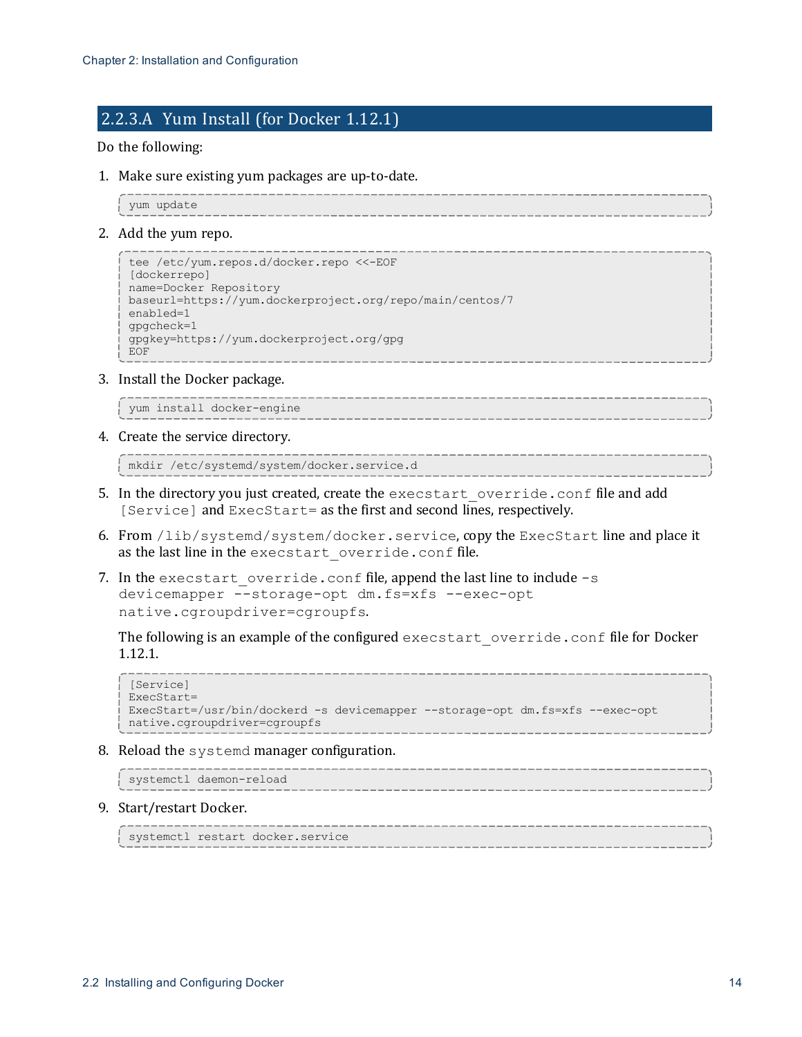## 2.2.3.A Yum Install (for Docker 1.12.1)

Do the following:

1. Make sure existing yum packages are up-to-date.

```
yum update
```

2. Add the yum repo.

```
tee /etc/yum.repos.d/docker.repo <<-EOF
[dockerrepo]
name=Docker Repository
baseurl=https://yum.dockerproject.org/repo/main/centos/7
enabled=1
gpgcheck=1
gpgkey=https://yum.dockerproject.org/gpg
EOF
```

3. Install the Docker package.

```
yum install docker-engine
```

4. Create the service directory.

```
mkdir /etc/systemd/system/docker.service.d
```

5. In the directory you just created, create the `execstart_override.conf` file and add `[Service]` and `ExecStart=` as the first and second lines, respectively.

6. From `/lib/systemd/system/docker.service`, copy the `ExecStart` line and place it as the last line in the `execstart_override.conf` file.

7. In the `execstart_override.conf` file, append the last line to include `-s devicemapper --storage-opt dm.fs=xfs --exec-opt native.cgroupdriver=cgroupfs`.

   The following is an example of the configured `execstart_override.conf` file for Docker 1.12.1.

```
[Service]
ExecStart=
ExecStart=/usr/bin/dockerd -s devicemapper --storage-opt dm.fs=xfs --exec-opt
native.cgroupdriver=cgroupfs
```

8. Reload the `systemd` manager configuration.

```
systemctl daemon-reload
```

9. Start/restart Docker.

```
systemctl restart docker.service
```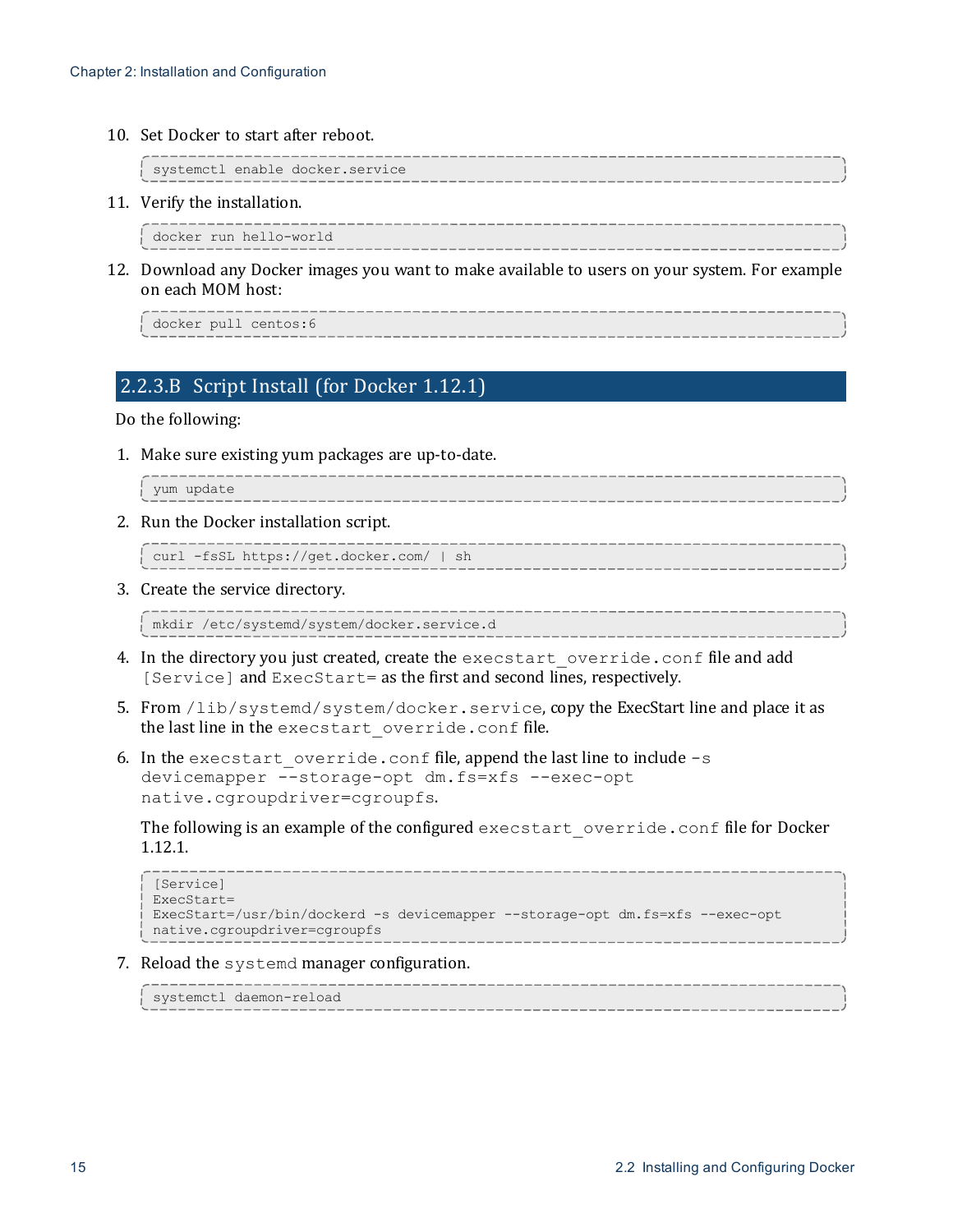10. Set Docker to start after reboot.

```
systemctl enable docker.service
```

11. Verify the installation.

```
docker run hello-world
```

12. Download any Docker images you want to make available to users on your system. For example on each MOM host:

```
docker pull centos:6
```

## 2.2.3.B Script Install (for Docker 1.12.1)

Do the following:

1. Make sure existing yum packages are up-to-date.

```
yum update
```

2. Run the Docker installation script.

```
curl -fsSL https://get.docker.com/ | sh
```

3. Create the service directory.

```
mkdir /etc/systemd/system/docker.service.d
```

4. In the directory you just created, create the `execstart_override.conf` file and add `[Service]` and `ExecStart=` as the first and second lines, respectively.

5. From `/lib/systemd/system/docker.service`, copy the ExecStart line and place it as the last line in the `execstart_override.conf` file.

6. In the `execstart_override.conf` file, append the last line to include `-s devicemapper --storage-opt dm.fs=xfs --exec-opt native.cgroupdriver=cgroupfs`.

   The following is an example of the configured `execstart_override.conf` file for Docker 1.12.1.

```
[Service]
ExecStart=
ExecStart=/usr/bin/dockerd -s devicemapper --storage-opt dm.fs=xfs --exec-opt
native.cgroupdriver=cgroupfs
```

7. Reload the `systemd` manager configuration.

```
systemctl daemon-reload
```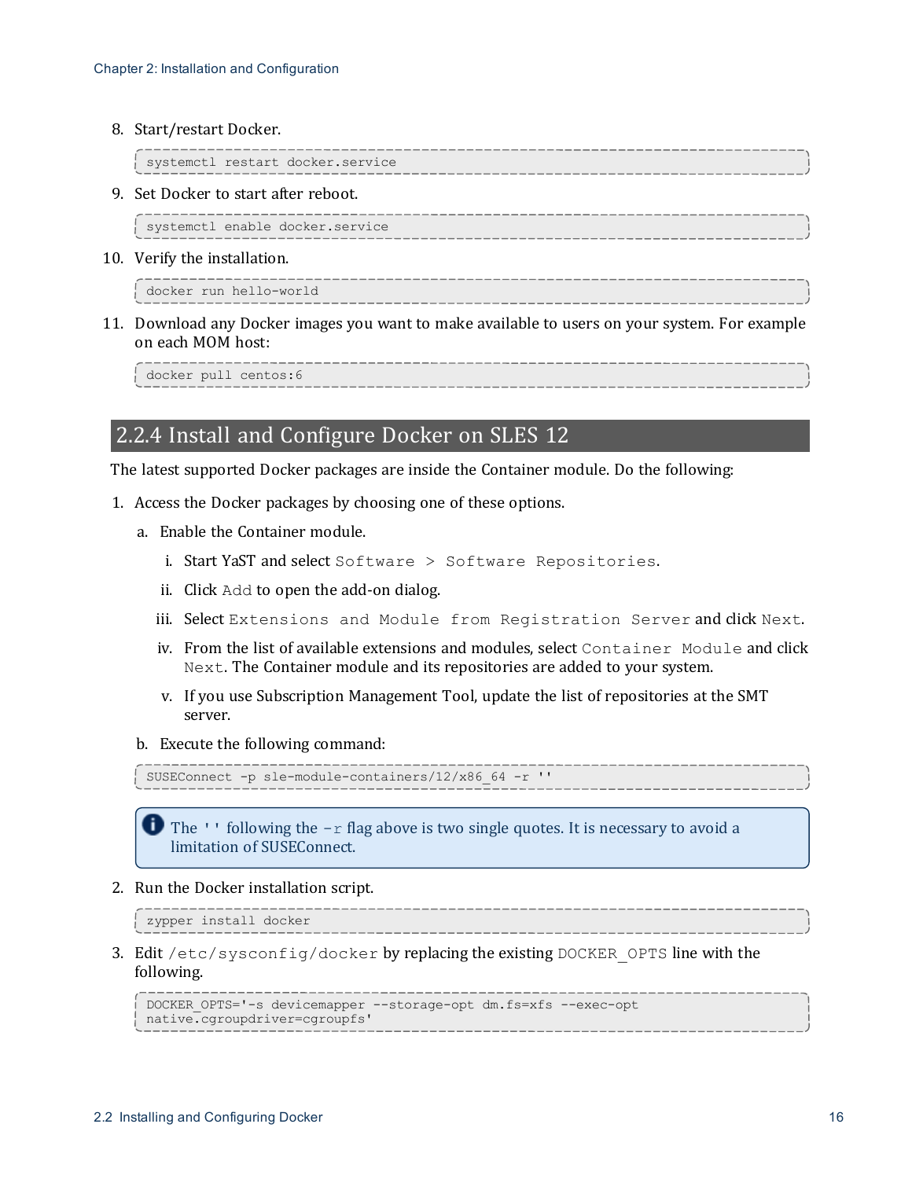8. Start/restart Docker.

```
systemctl restart docker.service
```

9. Set Docker to start after reboot.

```
systemctl enable docker.service
```

10. Verify the installation.

```
docker run hello-world
```

11. Download any Docker images you want to make available to users on your system. For example on each MOM host:

```
docker pull centos:6
```

## 2.2.4 Install and Configure Docker on SLES 12

The latest supported Docker packages are inside the Container module. Do the following:

1. Access the Docker packages by choosing one of these options.
   a. Enable the Container module.
      i. Start YaST and select `Software > Software Repositories`.
      ii. Click `Add` to open the add-on dialog.
      iii. Select `Extensions and Module from Registration Server` and click `Next`.
      iv. From the list of available extensions and modules, select `Container Module` and click `Next`. The Container module and its repositories are added to your system.
      v. If you use Subscription Management Tool, update the list of repositories at the SMT server.
   b. Execute the following command:

```
SUSEConnect -p sle-module-containers/12/x86_64 -r ''
```

> The `''` following the `-r` flag above is two single quotes. It is necessary to avoid a limitation of SUSEConnect.

2. Run the Docker installation script.

```
zypper install docker
```

3. Edit `/etc/sysconfig/docker` by replacing the existing `DOCKER_OPTS` line with the following.

```
DOCKER_OPTS='-s devicemapper --storage-opt dm.fs=xfs --exec-opt
native.cgroupdriver=cgroupfs'
```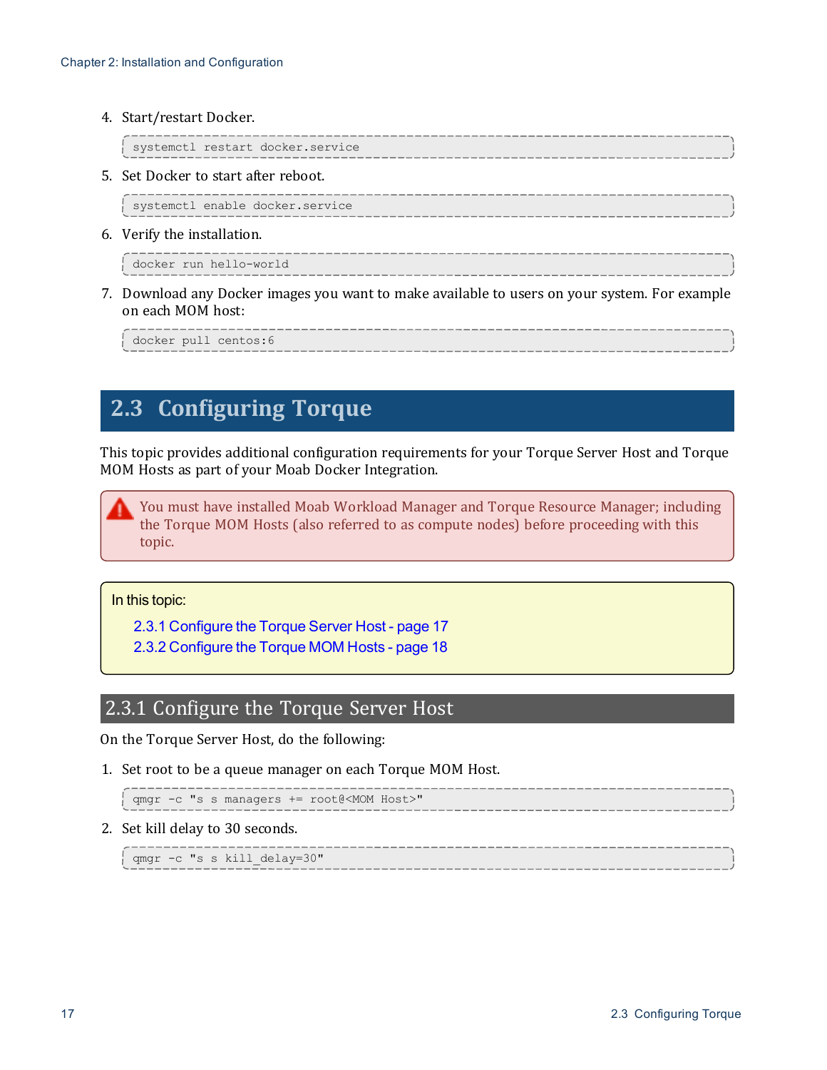4. Start/restart Docker.

```
systemctl restart docker.service
```

5. Set Docker to start after reboot.

```
systemctl enable docker.service
```

6. Verify the installation.

```
docker run hello-world
```

7. Download any Docker images you want to make available to users on your system. For example on each MOM host:

```
docker pull centos:6
```

## 2.3 Configuring Torque

This topic provides additional configuration requirements for your Torque Server Host and Torque MOM Hosts as part of your Moab Docker Integration.

> You must have installed Moab Workload Manager and Torque Resource Manager; including the Torque MOM Hosts (also referred to as compute nodes) before proceeding with this topic.

In this topic:

- 2.3.1 Configure the Torque Server Host - page 17
- 2.3.2 Configure the Torque MOM Hosts - page 18

### 2.3.1 Configure the Torque Server Host

On the Torque Server Host, do the following:

1. Set root to be a queue manager on each Torque MOM Host.

```
qmgr -c "s s managers += root@<MOM Host>"
```

2. Set kill delay to 30 seconds.

```
qmgr -c "s s kill_delay=30"
```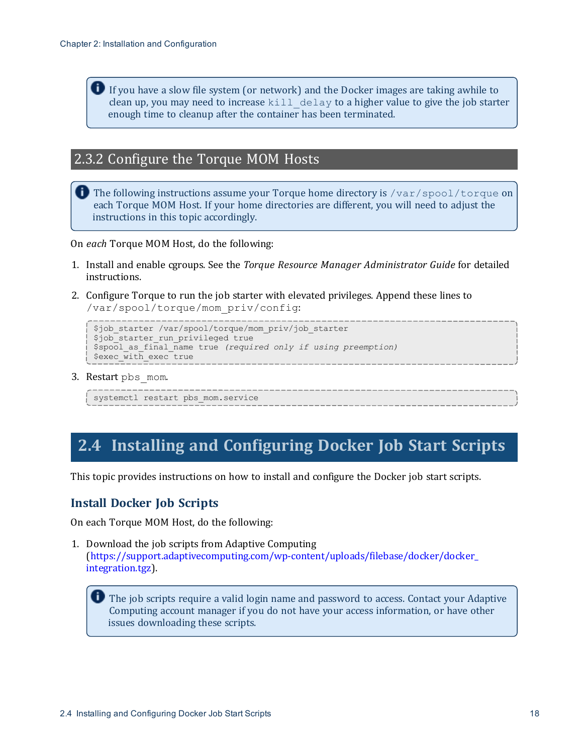> If you have a slow file system (or network) and the Docker images are taking awhile to clean up, you may need to increase `kill_delay` to a higher value to give the job starter enough time to cleanup after the container has been terminated.

### 2.3.2 Configure the Torque MOM Hosts

> The following instructions assume your Torque home directory is `/var/spool/torque` on each Torque MOM Host. If your home directories are different, you will need to adjust the instructions in this topic accordingly.

On *each* Torque MOM Host, do the following:

1. Install and enable cgroups. See the *Torque Resource Manager Administrator Guide* for detailed instructions.
2. Configure Torque to run the job starter with elevated privileges. Append these lines to `/var/spool/torque/mom_priv/config`:

```
$job_starter /var/spool/torque/mom_priv/job_starter
$job_starter_run_privileged true
$spool_as_final_name true (required only if using preemption)
$exec_with_exec true
```

3. Restart `pbs_mom`.

```
systemctl restart pbs_mom.service
```

## 2.4 Installing and Configuring Docker Job Start Scripts

This topic provides instructions on how to install and configure the Docker job start scripts.

### Install Docker Job Scripts

On each Torque MOM Host, do the following:

1. Download the job scripts from Adaptive Computing (https://support.adaptivecomputing.com/wp-content/uploads/filebase/docker/docker_integration.tgz).

> The job scripts require a valid login name and password to access. Contact your Adaptive Computing account manager if you do not have your access information, or have other issues downloading these scripts.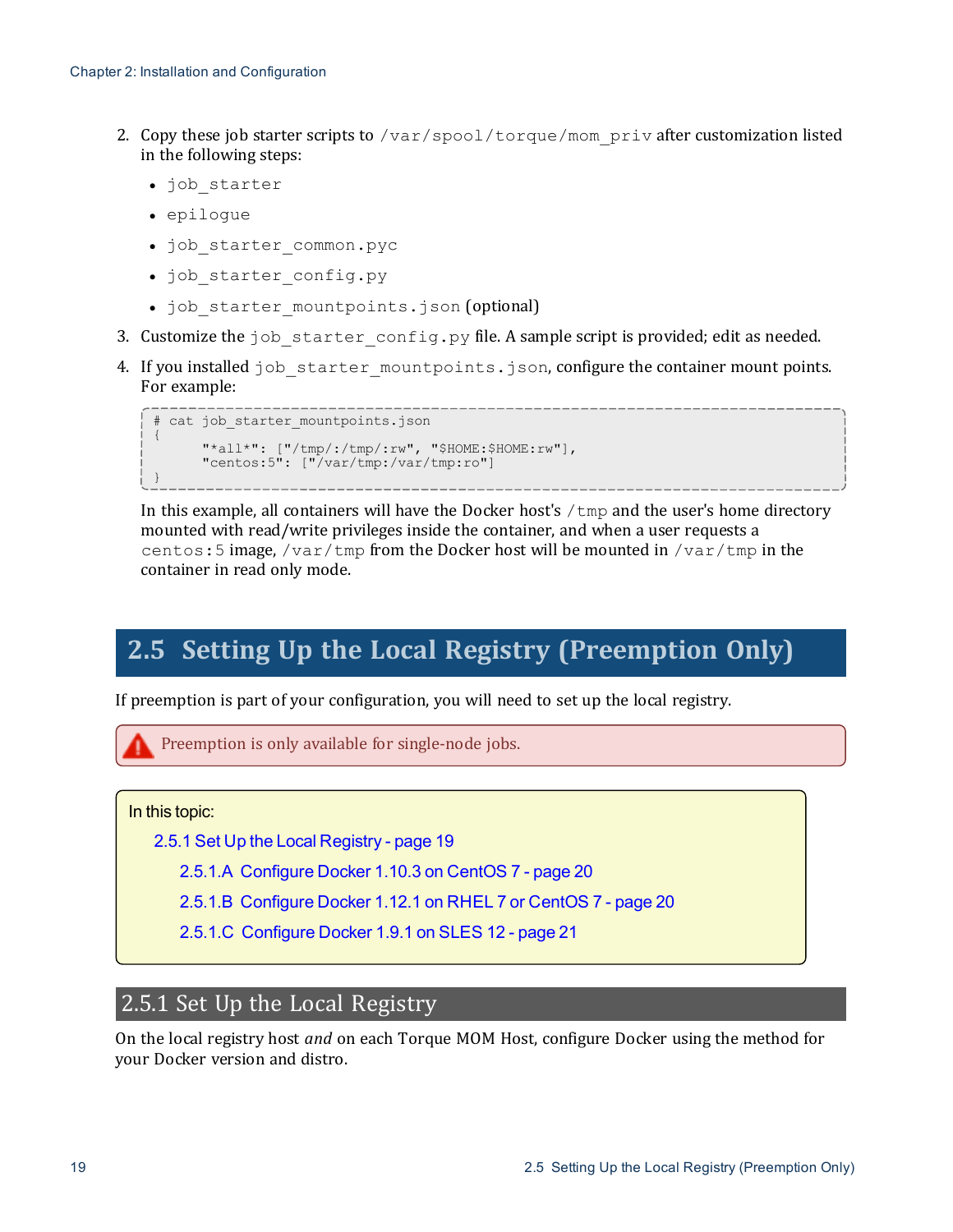2. Copy these job starter scripts to `/var/spool/torque/mom_priv` after customization listed in the following steps:
   - `job_starter`
   - `epilogue`
   - `job_starter_common.pyc`
   - `job_starter_config.py`
   - `job_starter_mountpoints.json` (optional)
3. Customize the `job_starter_config.py` file. A sample script is provided; edit as needed.
4. If you installed `job_starter_mountpoints.json`, configure the container mount points. For example:

```
# cat job_starter_mountpoints.json
{
      "*all*": ["/tmp/:/tmp/:rw", "$HOME:$HOME:rw"],
      "centos:5": ["/var/tmp:/var/tmp:ro"]
}
```

   In this example, all containers will have the Docker host's `/tmp` and the user's home directory mounted with read/write privileges inside the container, and when a user requests a `centos:5` image, `/var/tmp` from the Docker host will be mounted in `/var/tmp` in the container in read only mode.

## 2.5 Setting Up the Local Registry (Preemption Only)

If preemption is part of your configuration, you will need to set up the local registry.

Preemption is only available for single-node jobs.

In this topic:

- 2.5.1 Set Up the Local Registry - page 19
  - 2.5.1.A Configure Docker 1.10.3 on CentOS 7 - page 20
  - 2.5.1.B Configure Docker 1.12.1 on RHEL 7 or CentOS 7 - page 20
  - 2.5.1.C Configure Docker 1.9.1 on SLES 12 - page 21

### 2.5.1 Set Up the Local Registry

On the local registry host *and* on each Torque MOM Host, configure Docker using the method for your Docker version and distro.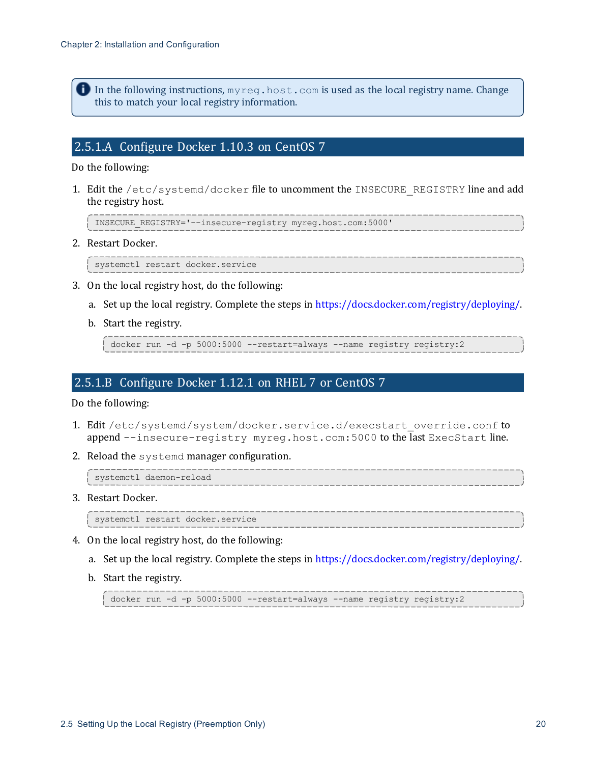> In the following instructions, `myreg.host.com` is used as the local registry name. Change this to match your local registry information.

## 2.5.1.A Configure Docker 1.10.3 on CentOS 7

Do the following:

1. Edit the `/etc/systemd/docker` file to uncomment the `INSECURE_REGISTRY` line and add the registry host.

   ```
   INSECURE_REGISTRY='--insecure-registry myreg.host.com:5000'
   ```

2. Restart Docker.

   ```
   systemctl restart docker.service
   ```

3. On the local registry host, do the following:

   a. Set up the local registry. Complete the steps in https://docs.docker.com/registry/deploying/.

   b. Start the registry.

      ```
      docker run -d -p 5000:5000 --restart=always --name registry registry:2
      ```

## 2.5.1.B Configure Docker 1.12.1 on RHEL 7 or CentOS 7

Do the following:

1. Edit `/etc/systemd/system/docker.service.d/execstart_override.conf` to append `--insecure-registry myreg.host.com:5000` to the last `ExecStart` line.

2. Reload the `systemd` manager configuration.

   ```
   systemctl daemon-reload
   ```

3. Restart Docker.

   ```
   systemctl restart docker.service
   ```

4. On the local registry host, do the following:

   a. Set up the local registry. Complete the steps in https://docs.docker.com/registry/deploying/.

   b. Start the registry.

      ```
      docker run -d -p 5000:5000 --restart=always --name registry registry:2
      ```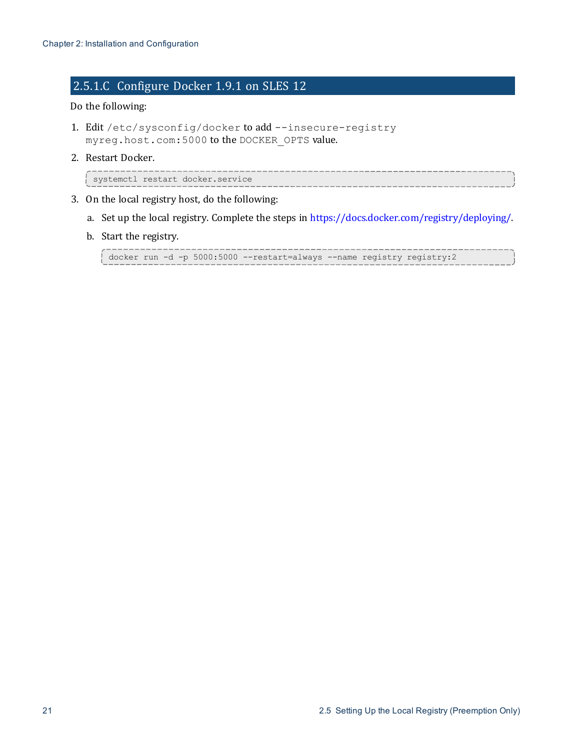## 2.5.1.C Configure Docker 1.9.1 on SLES 12

Do the following:

1. Edit `/etc/sysconfig/docker` to add `--insecure-registry myreg.host.com:5000` to the `DOCKER_OPTS` value.
2. Restart Docker.

   ```
   systemctl restart docker.service
   ```

3. On the local registry host, do the following:

   a. Set up the local registry. Complete the steps in https://docs.docker.com/registry/deploying/.

   b. Start the registry.

      ```
      docker run -d -p 5000:5000 --restart=always --name registry registry:2
      ```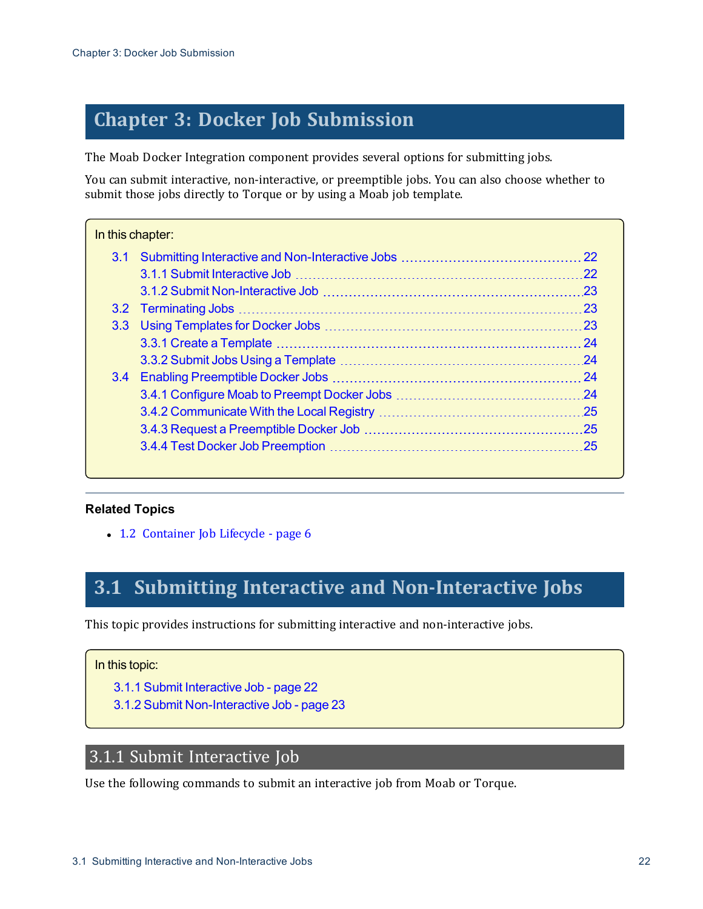# Chapter 3: Docker Job Submission

The Moab Docker Integration component provides several options for submitting jobs.

You can submit interactive, non-interactive, or preemptible jobs. You can also choose whether to submit those jobs directly to Torque or by using a Moab job template.

In this chapter:

- 3.1 Submitting Interactive and Non-Interactive Jobs ... 22
  - 3.1.1 Submit Interactive Job ... 22
  - 3.1.2 Submit Non-Interactive Job ... 23
- 3.2 Terminating Jobs ... 23
- 3.3 Using Templates for Docker Jobs ... 23
  - 3.3.1 Create a Template ... 24
  - 3.3.2 Submit Jobs Using a Template ... 24
- 3.4 Enabling Preemptible Docker Jobs ... 24
  - 3.4.1 Configure Moab to Preempt Docker Jobs ... 24
  - 3.4.2 Communicate With the Local Registry ... 25
  - 3.4.3 Request a Preemptible Docker Job ... 25
  - 3.4.4 Test Docker Job Preemption ... 25

**Related Topics**

- 1.2 Container Job Lifecycle - page 6

## 3.1 Submitting Interactive and Non-Interactive Jobs

This topic provides instructions for submitting interactive and non-interactive jobs.

In this topic:

- 3.1.1 Submit Interactive Job - page 22
- 3.1.2 Submit Non-Interactive Job - page 23

### 3.1.1 Submit Interactive Job

Use the following commands to submit an interactive job from Moab or Torque.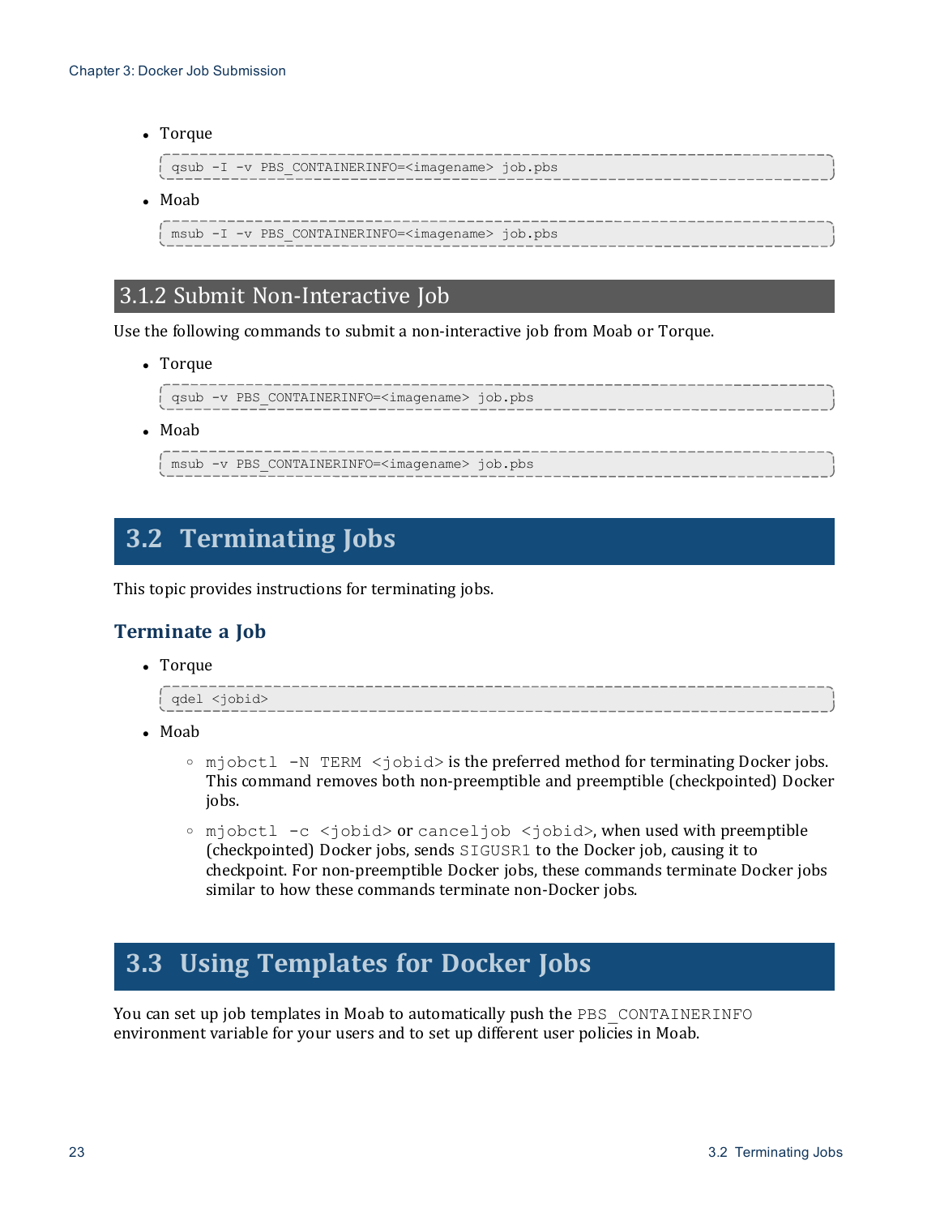- Torque

```
qsub -I -v PBS_CONTAINERINFO=<imagename> job.pbs
```

- Moab

```
msub -I -v PBS_CONTAINERINFO=<imagename> job.pbs
```

### 3.1.2 Submit Non-Interactive Job

Use the following commands to submit a non-interactive job from Moab or Torque.

- Torque

```
qsub -v PBS_CONTAINERINFO=<imagename> job.pbs
```

- Moab

```
msub -v PBS_CONTAINERINFO=<imagename> job.pbs
```

## 3.2 Terminating Jobs

This topic provides instructions for terminating jobs.

### Terminate a Job

- Torque

```
qdel <jobid>
```

- Moab
    - `mjobctl -N TERM <jobid>` is the preferred method for terminating Docker jobs. This command removes both non-preemptible and preemptible (checkpointed) Docker jobs.
    - `mjobctl -c <jobid>` or `canceljob <jobid>`, when used with preemptible (checkpointed) Docker jobs, sends `SIGUSR1` to the Docker job, causing it to checkpoint. For non-preemptible Docker jobs, these commands terminate Docker jobs similar to how these commands terminate non-Docker jobs.

## 3.3 Using Templates for Docker Jobs

You can set up job templates in Moab to automatically push the `PBS_CONTAINERINFO` environment variable for your users and to set up different user policies in Moab.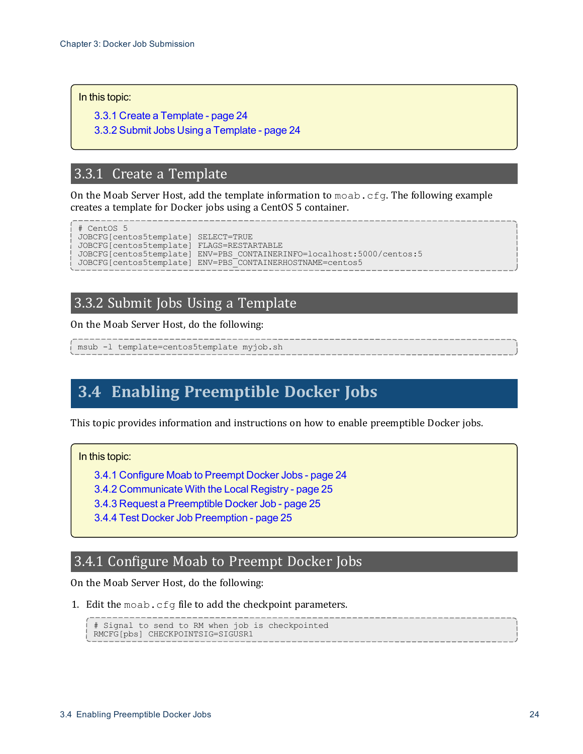In this topic:

- 3.3.1 Create a Template - page 24
- 3.3.2 Submit Jobs Using a Template - page 24

### 3.3.1 Create a Template

On the Moab Server Host, add the template information to `moab.cfg`. The following example creates a template for Docker jobs using a CentOS 5 container.

```
# CentOS 5
JOBCFG[centos5template] SELECT=TRUE
JOBCFG[centos5template] FLAGS=RESTARTABLE
JOBCFG[centos5template] ENV=PBS_CONTAINERINFO=localhost:5000/centos:5
JOBCFG[centos5template] ENV=PBS_CONTAINERHOSTNAME=centos5
```

### 3.3.2 Submit Jobs Using a Template

On the Moab Server Host, do the following:

```
msub -l template=centos5template myjob.sh
```

## 3.4 Enabling Preemptible Docker Jobs

This topic provides information and instructions on how to enable preemptible Docker jobs.

In this topic:

- 3.4.1 Configure Moab to Preempt Docker Jobs - page 24
- 3.4.2 Communicate With the Local Registry - page 25
- 3.4.3 Request a Preemptible Docker Job - page 25
- 3.4.4 Test Docker Job Preemption - page 25

### 3.4.1 Configure Moab to Preempt Docker Jobs

On the Moab Server Host, do the following:

1. Edit the `moab.cfg` file to add the checkpoint parameters.

```
# Signal to send to RM when job is checkpointed
RMCFG[pbs] CHECKPOINTSIG=SIGUSR1
```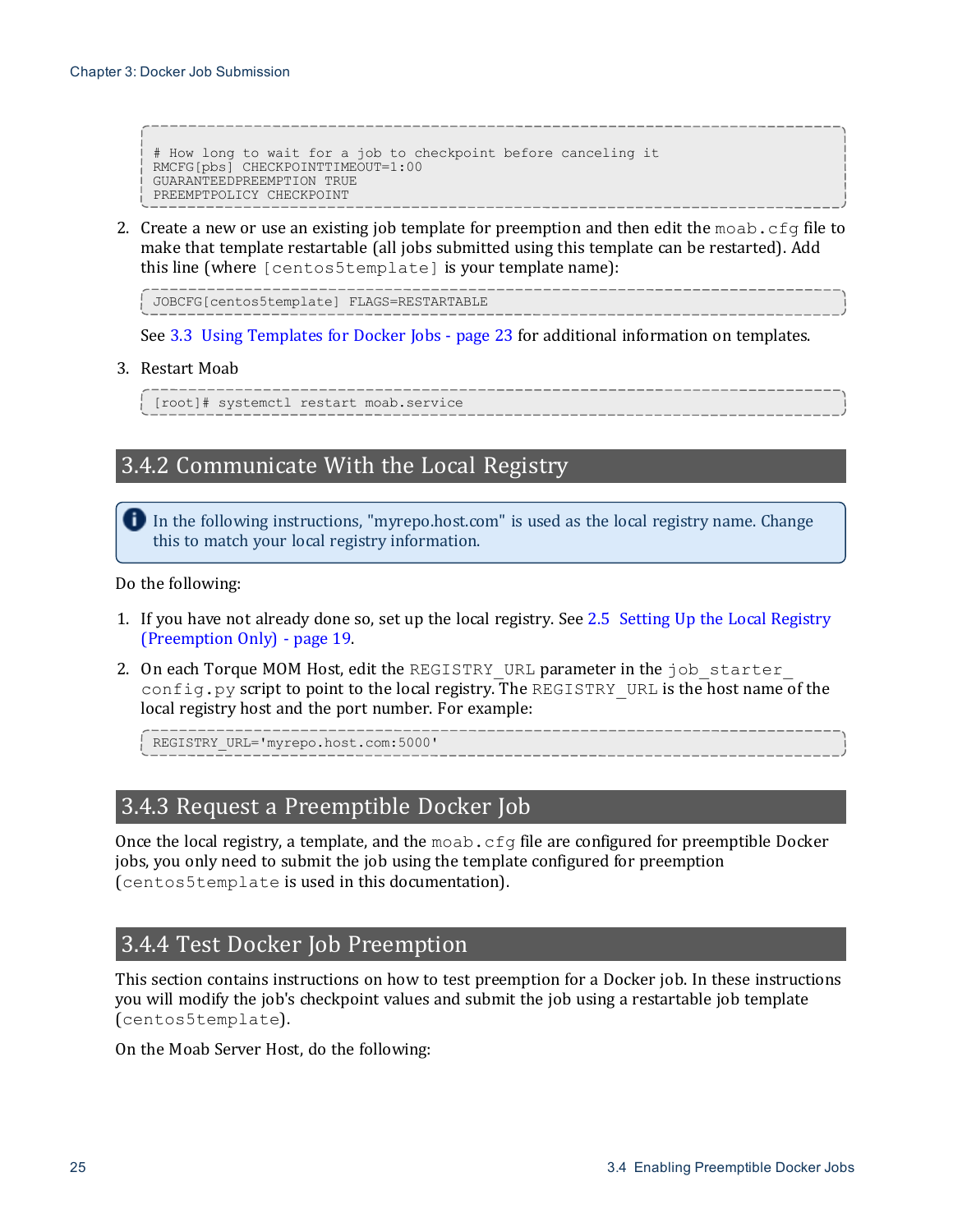```
# How long to wait for a job to checkpoint before canceling it
RMCFG[pbs] CHECKPOINTTIMEOUT=1:00
GUARANTEEDPREEMPTION TRUE
PREEMPTPOLICY CHECKPOINT
```

2. Create a new or use an existing job template for preemption and then edit the `moab.cfg` file to make that template restartable (all jobs submitted using this template can be restarted). Add this line (where `[centos5template]` is your template name):

   ```
   JOBCFG[centos5template] FLAGS=RESTARTABLE
   ```

   See 3.3 Using Templates for Docker Jobs - page 23 for additional information on templates.

3. Restart Moab

   ```
   [root]# systemctl restart moab.service
   ```

## 3.4.2 Communicate With the Local Registry

> In the following instructions, "myrepo.host.com" is used as the local registry name. Change this to match your local registry information.

Do the following:

1. If you have not already done so, set up the local registry. See 2.5 Setting Up the Local Registry (Preemption Only) - page 19.

2. On each Torque MOM Host, edit the `REGISTRY_URL` parameter in the `job_starter_config.py` script to point to the local registry. The `REGISTRY_URL` is the host name of the local registry host and the port number. For example:

   ```
   REGISTRY_URL='myrepo.host.com:5000'
   ```

## 3.4.3 Request a Preemptible Docker Job

Once the local registry, a template, and the `moab.cfg` file are configured for preemptible Docker jobs, you only need to submit the job using the template configured for preemption (`centos5template` is used in this documentation).

## 3.4.4 Test Docker Job Preemption

This section contains instructions on how to test preemption for a Docker job. In these instructions you will modify the job's checkpoint values and submit the job using a restartable job template (`centos5template`).

On the Moab Server Host, do the following: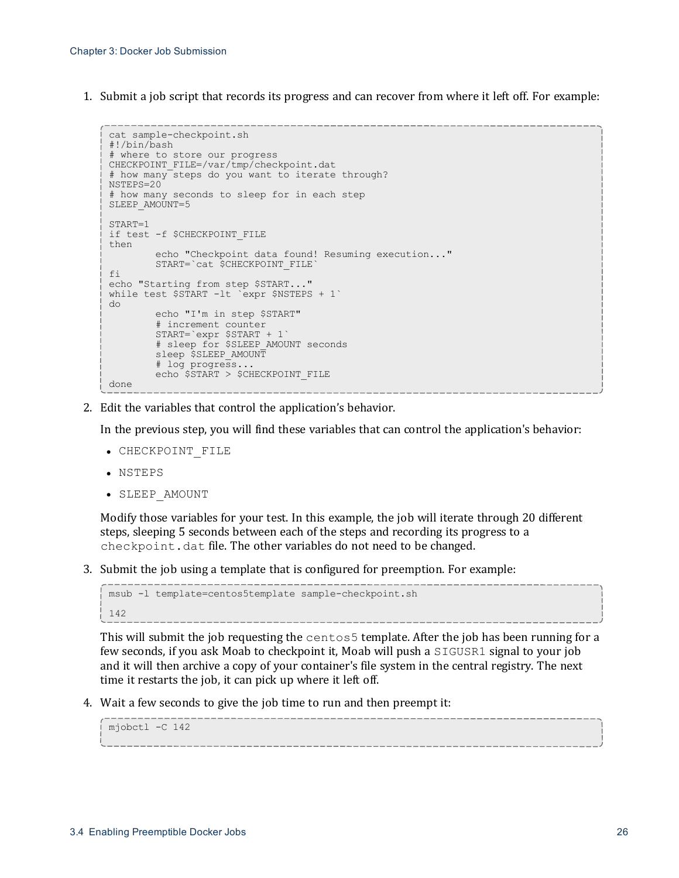1. Submit a job script that records its progress and can recover from where it left off. For example:

```
cat sample-checkpoint.sh
#!/bin/bash
# where to store our progress
CHECKPOINT_FILE=/var/tmp/checkpoint.dat
# how many steps do you want to iterate through?
NSTEPS=20
# how many seconds to sleep for in each step
SLEEP_AMOUNT=5

START=1
if test -f $CHECKPOINT_FILE
then
        echo "Checkpoint data found! Resuming execution..."
        START=`cat $CHECKPOINT_FILE`
fi
echo "Starting from step $START..."
while test $START -lt `expr $NSTEPS + 1`
do
        echo "I'm in step $START"
        # increment counter
        START=`expr $START + 1`
        # sleep for $SLEEP_AMOUNT seconds
        sleep $SLEEP_AMOUNT
        # log progress...
        echo $START > $CHECKPOINT_FILE
done
```

2. Edit the variables that control the application's behavior.

   In the previous step, you will find these variables that can control the application's behavior:

   - CHECKPOINT_FILE
   - NSTEPS
   - SLEEP_AMOUNT

   Modify those variables for your test. In this example, the job will iterate through 20 different steps, sleeping 5 seconds between each of the steps and recording its progress to a `checkpoint.dat` file. The other variables do not need to be changed.

3. Submit the job using a template that is configured for preemption. For example:

```
msub -l template=centos5template sample-checkpoint.sh

142
```

   This will submit the job requesting the `centos5` template. After the job has been running for a few seconds, if you ask Moab to checkpoint it, Moab will push a `SIGUSR1` signal to your job and it will then archive a copy of your container's file system in the central registry. The next time it restarts the job, it can pick up where it left off.

4. Wait a few seconds to give the job time to run and then preempt it:

```
mjobctl -C 142
```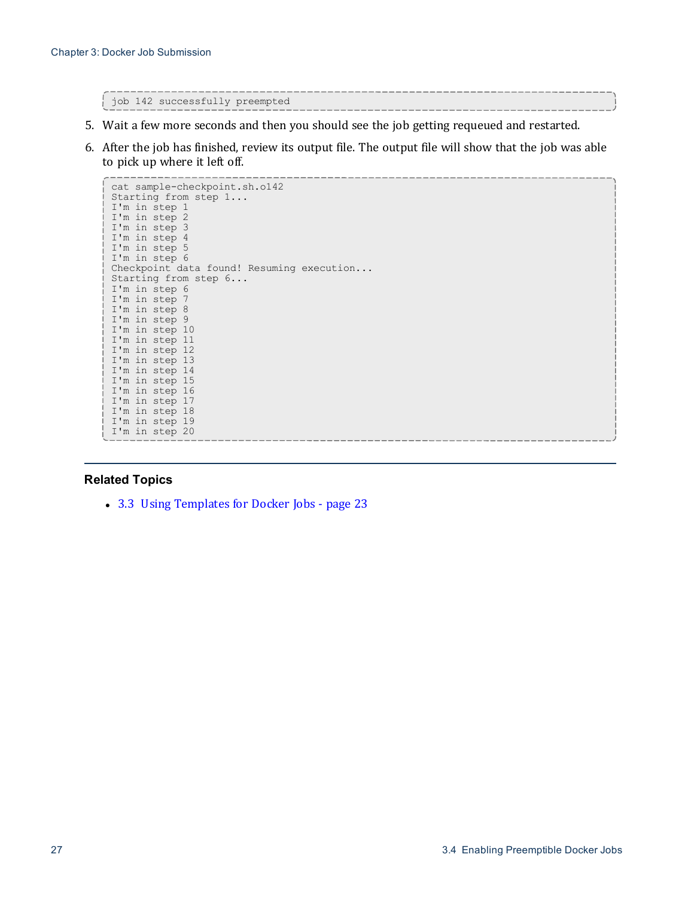```
job 142 successfully preempted
```

5. Wait a few more seconds and then you should see the job getting requeued and restarted.
6. After the job has finished, review its output file. The output file will show that the job was able to pick up where it left off.

```
cat sample-checkpoint.sh.o142
Starting from step 1...
I'm in step 1
I'm in step 2
I'm in step 3
I'm in step 4
I'm in step 5
I'm in step 6
Checkpoint data found! Resuming execution...
Starting from step 6...
I'm in step 6
I'm in step 7
I'm in step 8
I'm in step 9
I'm in step 10
I'm in step 11
I'm in step 12
I'm in step 13
I'm in step 14
I'm in step 15
I'm in step 16
I'm in step 17
I'm in step 18
I'm in step 19
I'm in step 20
```

---

#### Related Topics

- 3.3 Using Templates for Docker Jobs - page 23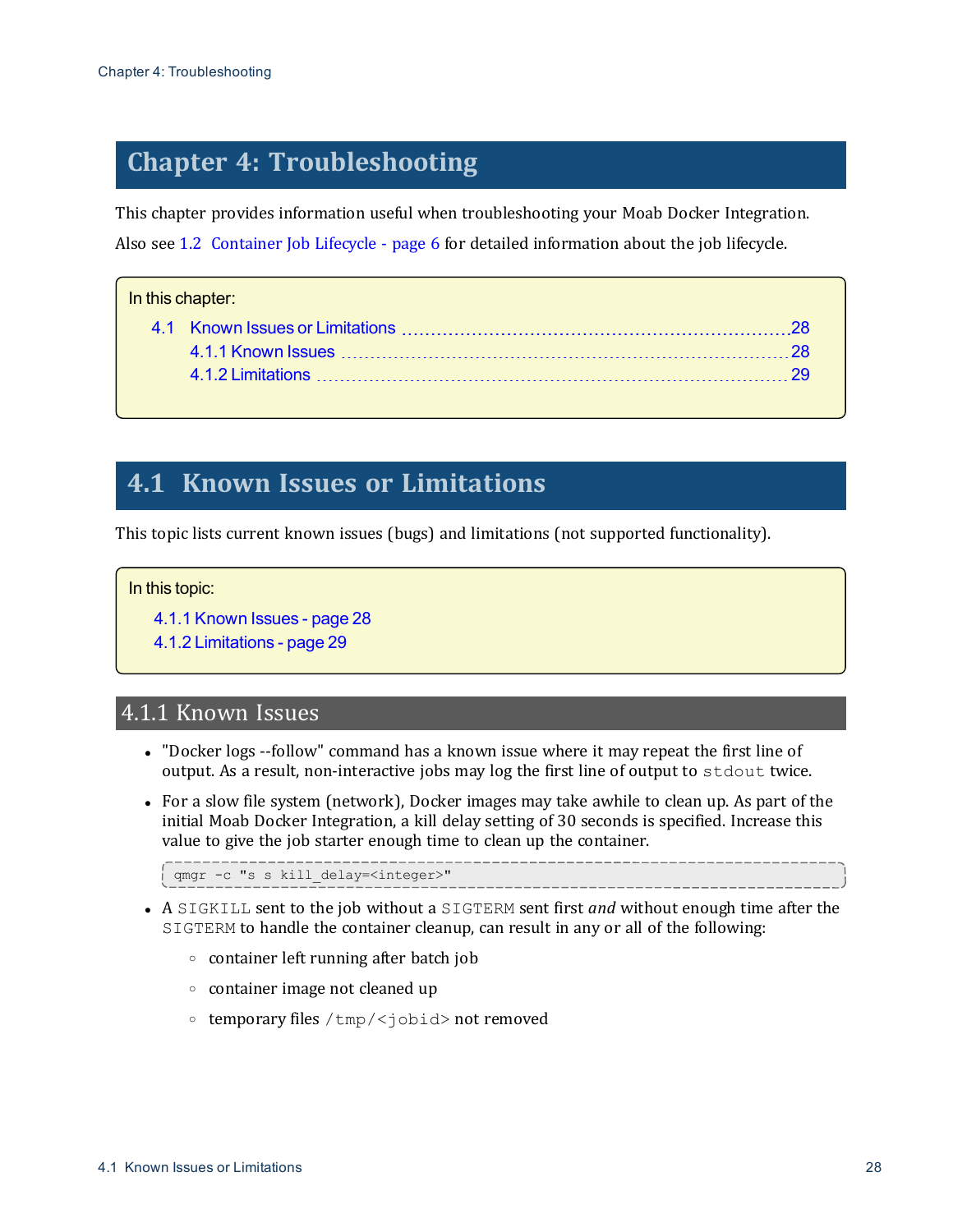# Chapter 4: Troubleshooting

This chapter provides information useful when troubleshooting your Moab Docker Integration.

Also see 1.2 Container Job Lifecycle - page 6 for detailed information about the job lifecycle.

> In this chapter:
>
> 4.1 Known Issues or Limitations ........ 28
> 4.1.1 Known Issues ........ 28
> 4.1.2 Limitations ........ 29

## 4.1 Known Issues or Limitations

This topic lists current known issues (bugs) and limitations (not supported functionality).

> In this topic:
>
> 4.1.1 Known Issues - page 28
> 4.1.2 Limitations - page 29

### 4.1.1 Known Issues

- "Docker logs --follow" command has a known issue where it may repeat the first line of output. As a result, non-interactive jobs may log the first line of output to `stdout` twice.
- For a slow file system (network), Docker images may take awhile to clean up. As part of the initial Moab Docker Integration, a kill delay setting of 30 seconds is specified. Increase this value to give the job starter enough time to clean up the container.

```
qmgr -c "s s kill_delay=<integer>"
```

- A `SIGKILL` sent to the job without a `SIGTERM` sent first *and* without enough time after the `SIGTERM` to handle the container cleanup, can result in any or all of the following:
    - container left running after batch job
    - container image not cleaned up
    - temporary files `/tmp/<jobid>` not removed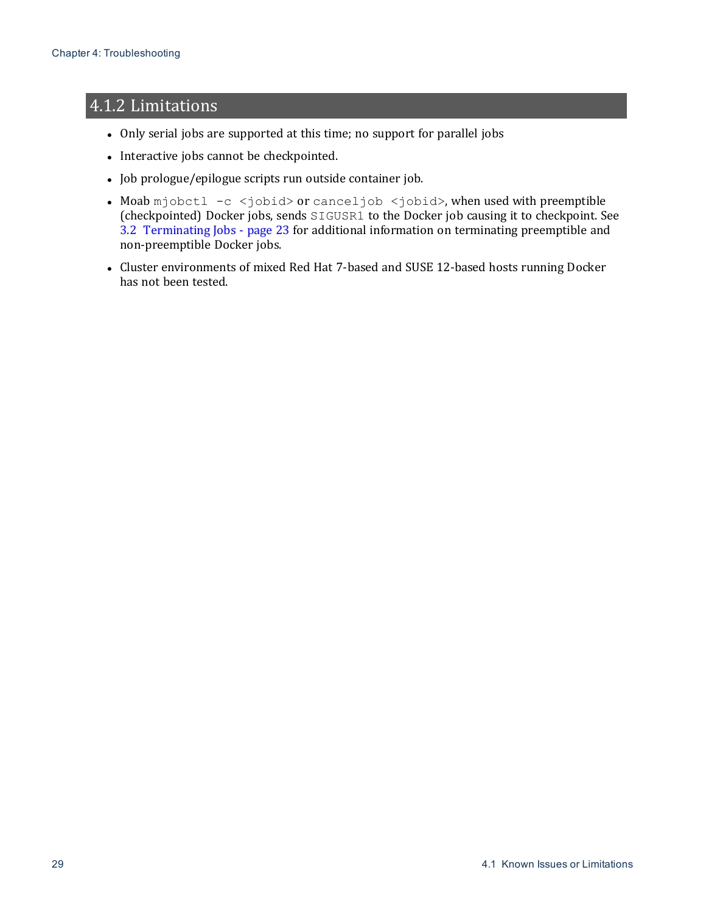### 4.1.2 Limitations

- Only serial jobs are supported at this time; no support for parallel jobs
- Interactive jobs cannot be checkpointed.
- Job prologue/epilogue scripts run outside container job.
- Moab `mjobctl -c <jobid>` or `canceljob <jobid>`, when used with preemptible (checkpointed) Docker jobs, sends `SIGUSR1` to the Docker job causing it to checkpoint. See 3.2 Terminating Jobs - page 23 for additional information on terminating preemptible and non-preemptible Docker jobs.
- Cluster environments of mixed Red Hat 7-based and SUSE 12-based hosts running Docker has not been tested.